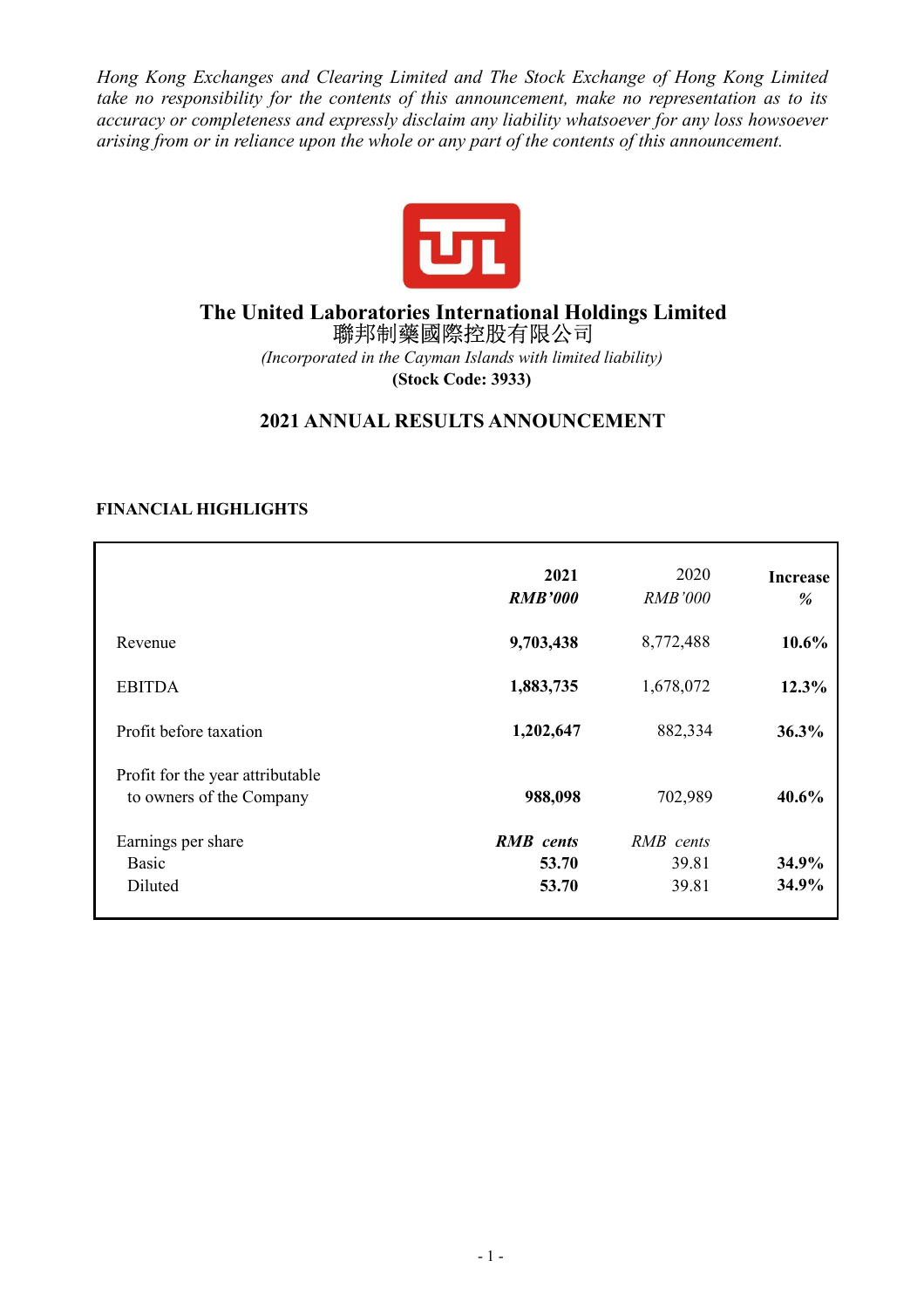*Hong Kong Exchanges and Clearing Limited and The Stock Exchange of Hong Kong Limited take no responsibility for the contents of this announcement, make no representation as to its accuracy or completeness and expressly disclaim any liability whatsoever for any loss howsoever arising from or in reliance upon the whole or any part of the contents of this announcement.*

# The United Laboratories International Holdings Limited
# 聯邦制藥國際控股有限公司

*(Incorporated in the Cayman Islands with limited liability)*

**(Stock Code: 3933)**

## 2021 ANNUAL RESULTS ANNOUNCEMENT

### FINANCIAL HIGHLIGHTS

| | **2021** | 2020 | **Increase** |
|---|---|---|---|
| | ***RMB'000*** | *RMB'000* | ***%*** |
| Revenue | **9,703,438** | 8,772,488 | **10.6%** |
| EBITDA | **1,883,735** | 1,678,072 | **12.3%** |
| Profit before taxation | **1,202,647** | 882,334 | **36.3%** |
| Profit for the year attributable to owners of the Company | **988,098** | 702,989 | **40.6%** |
| Earnings per share | ***RMB cents*** | *RMB cents* | |
| Basic | **53.70** | 39.81 | **34.9%** |
| Diluted | **53.70** | 39.81 | **34.9%** |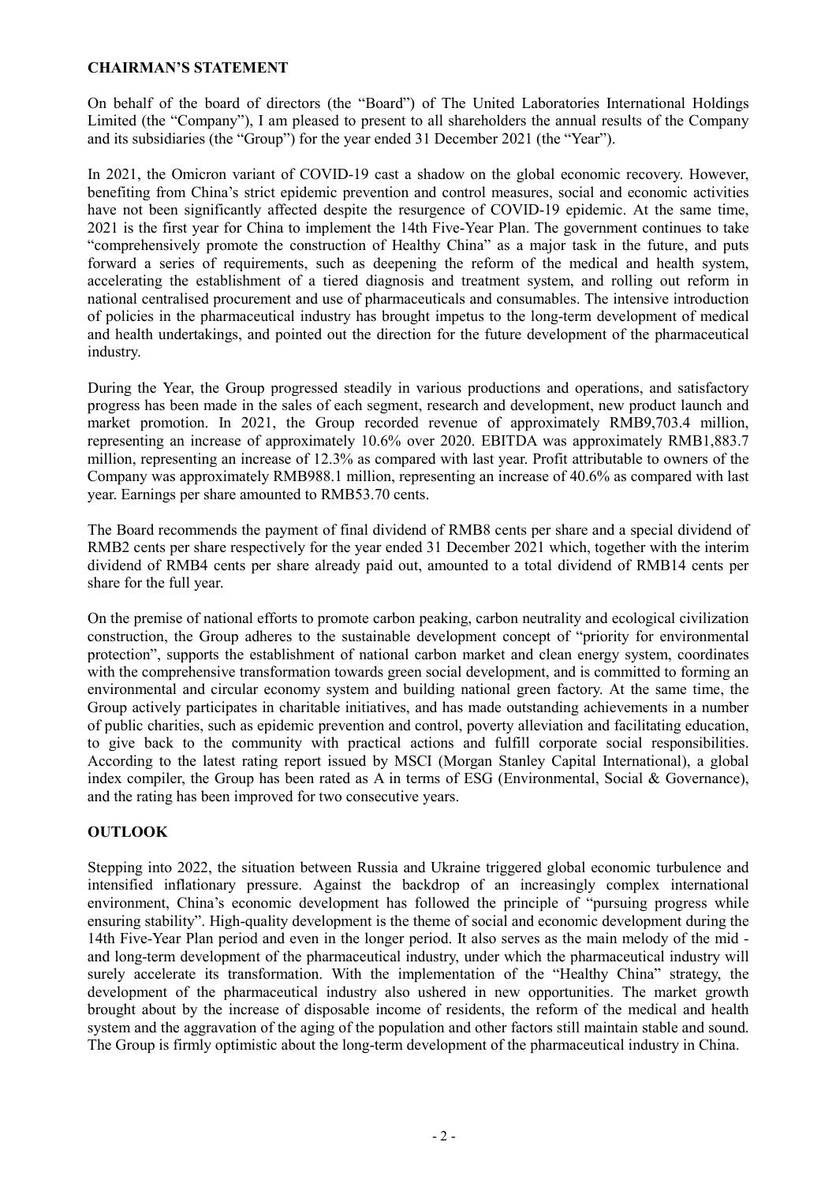## CHAIRMAN'S STATEMENT

On behalf of the board of directors (the "Board") of The United Laboratories International Holdings Limited (the "Company"), I am pleased to present to all shareholders the annual results of the Company and its subsidiaries (the "Group") for the year ended 31 December 2021 (the "Year").

In 2021, the Omicron variant of COVID-19 cast a shadow on the global economic recovery. However, benefiting from China's strict epidemic prevention and control measures, social and economic activities have not been significantly affected despite the resurgence of COVID-19 epidemic. At the same time, 2021 is the first year for China to implement the 14th Five-Year Plan. The government continues to take "comprehensively promote the construction of Healthy China" as a major task in the future, and puts forward a series of requirements, such as deepening the reform of the medical and health system, accelerating the establishment of a tiered diagnosis and treatment system, and rolling out reform in national centralised procurement and use of pharmaceuticals and consumables. The intensive introduction of policies in the pharmaceutical industry has brought impetus to the long-term development of medical and health undertakings, and pointed out the direction for the future development of the pharmaceutical industry.

During the Year, the Group progressed steadily in various productions and operations, and satisfactory progress has been made in the sales of each segment, research and development, new product launch and market promotion. In 2021, the Group recorded revenue of approximately RMB9,703.4 million, representing an increase of approximately 10.6% over 2020. EBITDA was approximately RMB1,883.7 million, representing an increase of 12.3% as compared with last year. Profit attributable to owners of the Company was approximately RMB988.1 million, representing an increase of 40.6% as compared with last year. Earnings per share amounted to RMB53.70 cents.

The Board recommends the payment of final dividend of RMB8 cents per share and a special dividend of RMB2 cents per share respectively for the year ended 31 December 2021 which, together with the interim dividend of RMB4 cents per share already paid out, amounted to a total dividend of RMB14 cents per share for the full year.

On the premise of national efforts to promote carbon peaking, carbon neutrality and ecological civilization construction, the Group adheres to the sustainable development concept of "priority for environmental protection", supports the establishment of national carbon market and clean energy system, coordinates with the comprehensive transformation towards green social development, and is committed to forming an environmental and circular economy system and building national green factory. At the same time, the Group actively participates in charitable initiatives, and has made outstanding achievements in a number of public charities, such as epidemic prevention and control, poverty alleviation and facilitating education, to give back to the community with practical actions and fulfill corporate social responsibilities. According to the latest rating report issued by MSCI (Morgan Stanley Capital International), a global index compiler, the Group has been rated as A in terms of ESG (Environmental, Social & Governance), and the rating has been improved for two consecutive years.

## OUTLOOK

Stepping into 2022, the situation between Russia and Ukraine triggered global economic turbulence and intensified inflationary pressure. Against the backdrop of an increasingly complex international environment, China's economic development has followed the principle of "pursuing progress while ensuring stability". High-quality development is the theme of social and economic development during the 14th Five-Year Plan period and even in the longer period. It also serves as the main melody of the mid - and long-term development of the pharmaceutical industry, under which the pharmaceutical industry will surely accelerate its transformation. With the implementation of the "Healthy China" strategy, the development of the pharmaceutical industry also ushered in new opportunities. The market growth brought about by the increase of disposable income of residents, the reform of the medical and health system and the aggravation of the aging of the population and other factors still maintain stable and sound. The Group is firmly optimistic about the long-term development of the pharmaceutical industry in China.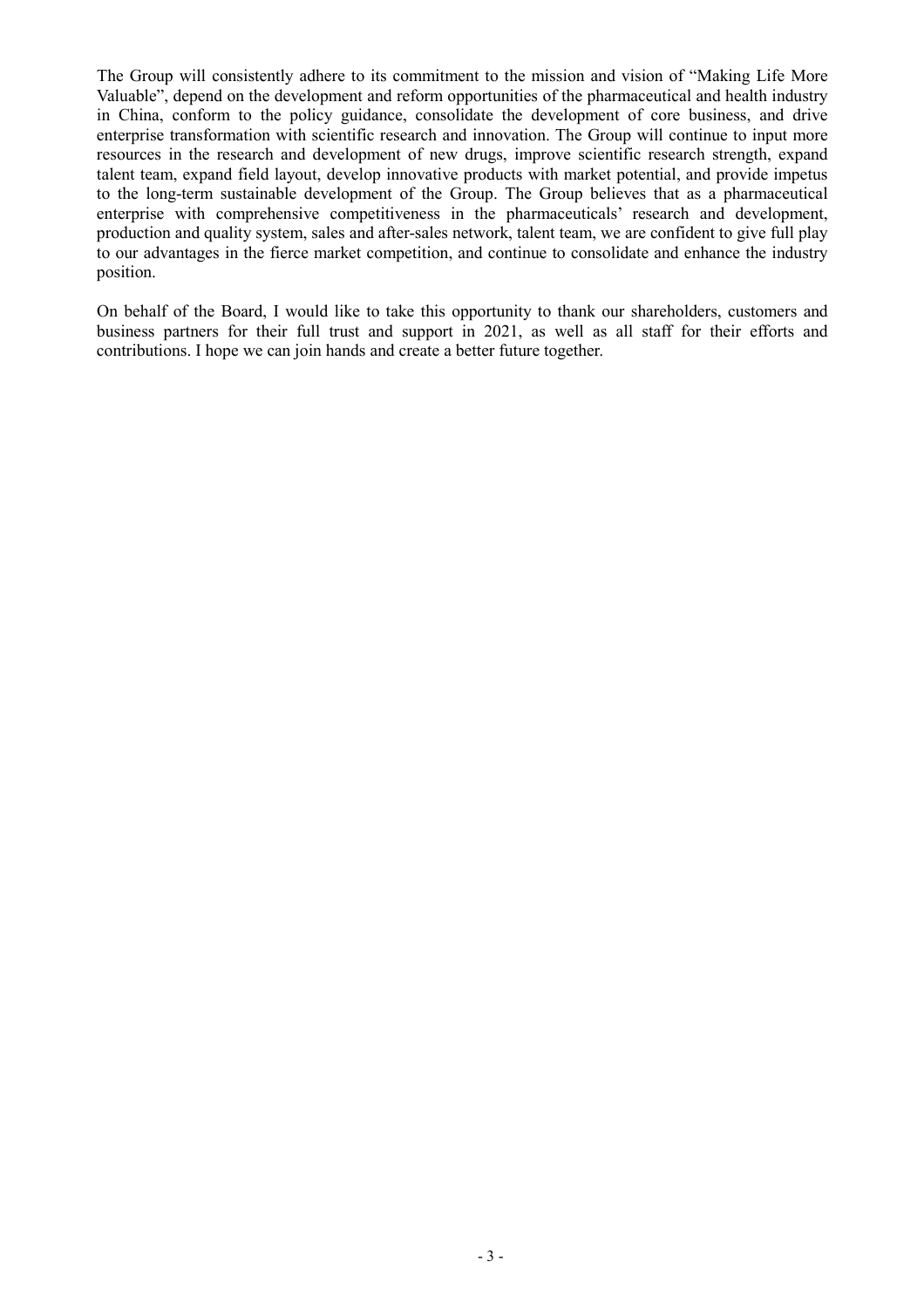The Group will consistently adhere to its commitment to the mission and vision of "Making Life More Valuable", depend on the development and reform opportunities of the pharmaceutical and health industry in China, conform to the policy guidance, consolidate the development of core business, and drive enterprise transformation with scientific research and innovation. The Group will continue to input more resources in the research and development of new drugs, improve scientific research strength, expand talent team, expand field layout, develop innovative products with market potential, and provide impetus to the long-term sustainable development of the Group. The Group believes that as a pharmaceutical enterprise with comprehensive competitiveness in the pharmaceuticals' research and development, production and quality system, sales and after-sales network, talent team, we are confident to give full play to our advantages in the fierce market competition, and continue to consolidate and enhance the industry position.

On behalf of the Board, I would like to take this opportunity to thank our shareholders, customers and business partners for their full trust and support in 2021, as well as all staff for their efforts and contributions. I hope we can join hands and create a better future together.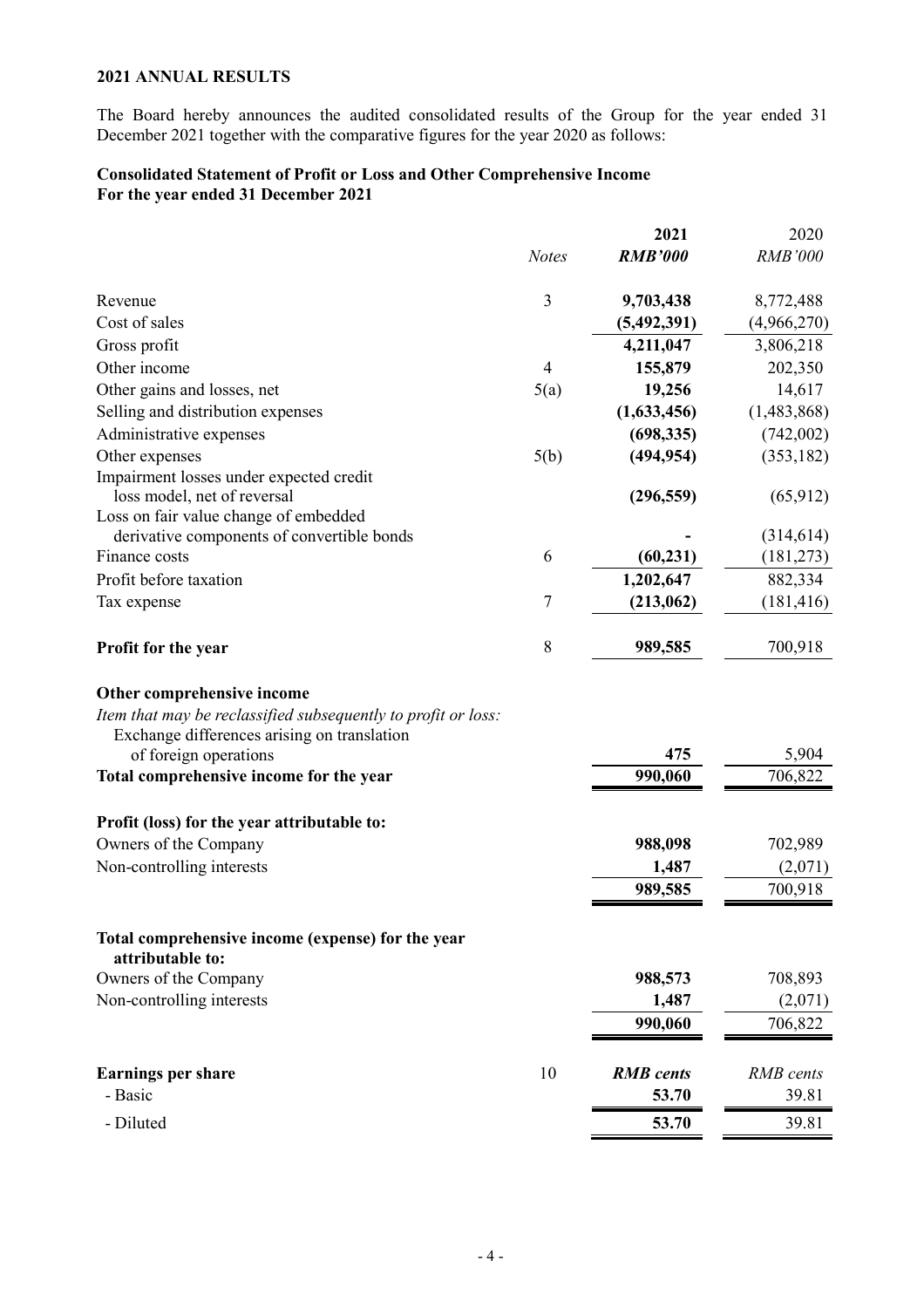## 2021 ANNUAL RESULTS

The Board hereby announces the audited consolidated results of the Group for the year ended 31 December 2021 together with the comparative figures for the year 2020 as follows:

### Consolidated Statement of Profit or Loss and Other Comprehensive Income
### For the year ended 31 December 2021

| | *Notes* | **2021** | 2020 |
|---|---|---|---|
| | | ***RMB'000*** | *RMB'000* |
| Revenue | 3 | **9,703,438** | 8,772,488 |
| Cost of sales | | **(5,492,391)** | (4,966,270) |
| Gross profit | | **4,211,047** | 3,806,218 |
| Other income | 4 | **155,879** | 202,350 |
| Other gains and losses, net | 5(a) | **19,256** | 14,617 |
| Selling and distribution expenses | | **(1,633,456)** | (1,483,868) |
| Administrative expenses | | **(698,335)** | (742,002) |
| Other expenses | 5(b) | **(494,954)** | (353,182) |
| Impairment losses under expected credit loss model, net of reversal | | **(296,559)** | (65,912) |
| Loss on fair value change of embedded derivative components of convertible bonds | | **-** | (314,614) |
| Finance costs | 6 | **(60,231)** | (181,273) |
| Profit before taxation | | **1,202,647** | 882,334 |
| Tax expense | 7 | **(213,062)** | (181,416) |
| **Profit for the year** | 8 | **989,585** | 700,918 |
| **Other comprehensive income** | | | |
| *Item that may be reclassified subsequently to profit or loss:* | | | |
| Exchange differences arising on translation of foreign operations | | **475** | 5,904 |
| **Total comprehensive income for the year** | | **990,060** | 706,822 |
| **Profit (loss) for the year attributable to:** | | | |
| Owners of the Company | | **988,098** | 702,989 |
| Non-controlling interests | | **1,487** | (2,071) |
| | | **989,585** | 700,918 |
| **Total comprehensive income (expense) for the year attributable to:** | | | |
| Owners of the Company | | **988,573** | 708,893 |
| Non-controlling interests | | **1,487** | (2,071) |
| | | **990,060** | 706,822 |
| **Earnings per share** | 10 | ***RMB cents*** | *RMB cents* |
| - Basic | | **53.70** | 39.81 |
| - Diluted | | **53.70** | 39.81 |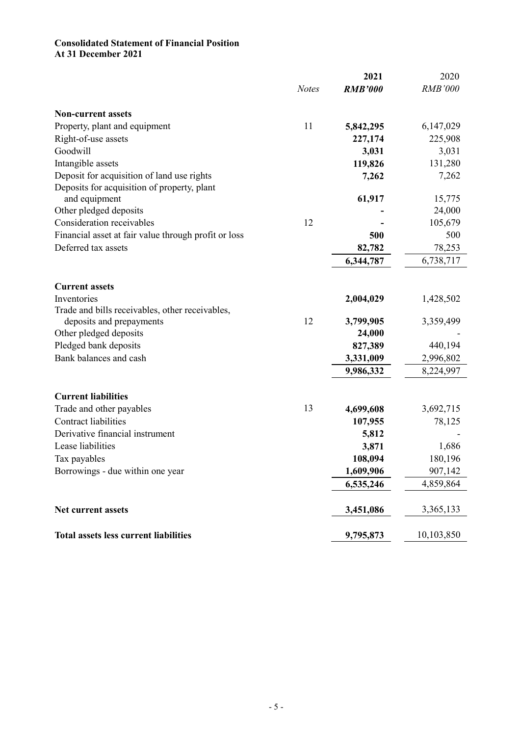**Consolidated Statement of Financial Position**
**At 31 December 2021**

| | *Notes* | **2021** *RMB'000* | 2020 *RMB'000* |
|---|---|---|---|
| **Non-current assets** | | | |
| Property, plant and equipment | 11 | **5,842,295** | 6,147,029 |
| Right-of-use assets | | **227,174** | 225,908 |
| Goodwill | | **3,031** | 3,031 |
| Intangible assets | | **119,826** | 131,280 |
| Deposit for acquisition of land use rights | | **7,262** | 7,262 |
| Deposits for acquisition of property, plant and equipment | | **61,917** | 15,775 |
| Other pledged deposits | | **-** | 24,000 |
| Consideration receivables | 12 | **-** | 105,679 |
| Financial asset at fair value through profit or loss | | **500** | 500 |
| Deferred tax assets | | **82,782** | 78,253 |
| | | **6,344,787** | 6,738,717 |
| **Current assets** | | | |
| Inventories | | **2,004,029** | 1,428,502 |
| Trade and bills receivables, other receivables, deposits and prepayments | 12 | **3,799,905** | 3,359,499 |
| Other pledged deposits | | **24,000** | - |
| Pledged bank deposits | | **827,389** | 440,194 |
| Bank balances and cash | | **3,331,009** | 2,996,802 |
| | | **9,986,332** | 8,224,997 |
| **Current liabilities** | | | |
| Trade and other payables | 13 | **4,699,608** | 3,692,715 |
| Contract liabilities | | **107,955** | 78,125 |
| Derivative financial instrument | | **5,812** | - |
| Lease liabilities | | **3,871** | 1,686 |
| Tax payables | | **108,094** | 180,196 |
| Borrowings - due within one year | | **1,609,906** | 907,142 |
| | | **6,535,246** | 4,859,864 |
| **Net current assets** | | **3,451,086** | 3,365,133 |
| **Total assets less current liabilities** | | **9,795,873** | 10,103,850 |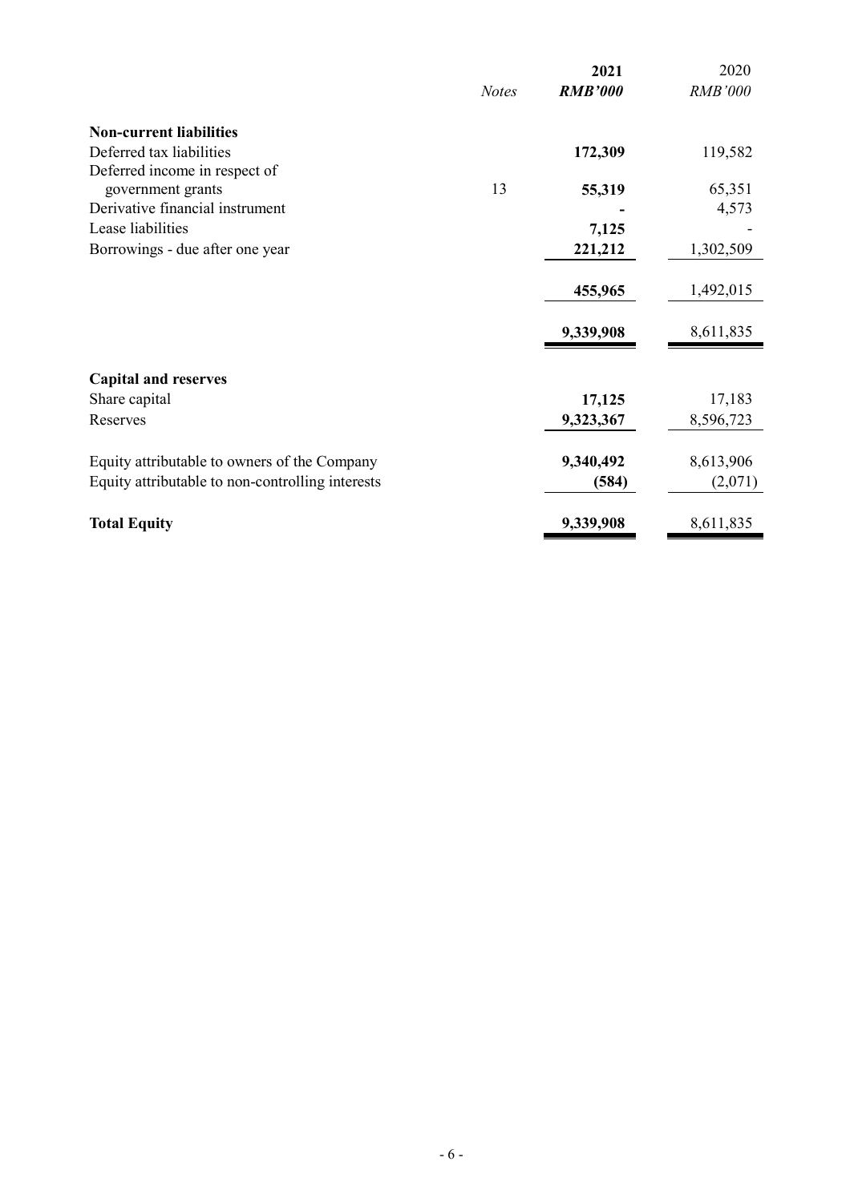| | Notes | 2021 *RMB'000* | 2020 *RMB'000* |
|---|---|---|---|
| **Non-current liabilities** | | | |
| Deferred tax liabilities | | **172,309** | 119,582 |
| Deferred income in respect of government grants | 13 | **55,319** | 65,351 |
| Derivative financial instrument | | **-** | 4,573 |
| Lease liabilities | | **7,125** | - |
| Borrowings - due after one year | | **221,212** | 1,302,509 |
| | | **455,965** | 1,492,015 |
| | | **9,339,908** | 8,611,835 |
| **Capital and reserves** | | | |
| Share capital | | **17,125** | 17,183 |
| Reserves | | **9,323,367** | 8,596,723 |
| Equity attributable to owners of the Company | | **9,340,492** | 8,613,906 |
| Equity attributable to non-controlling interests | | **(584)** | (2,071) |
| **Total Equity** | | **9,339,908** | 8,611,835 |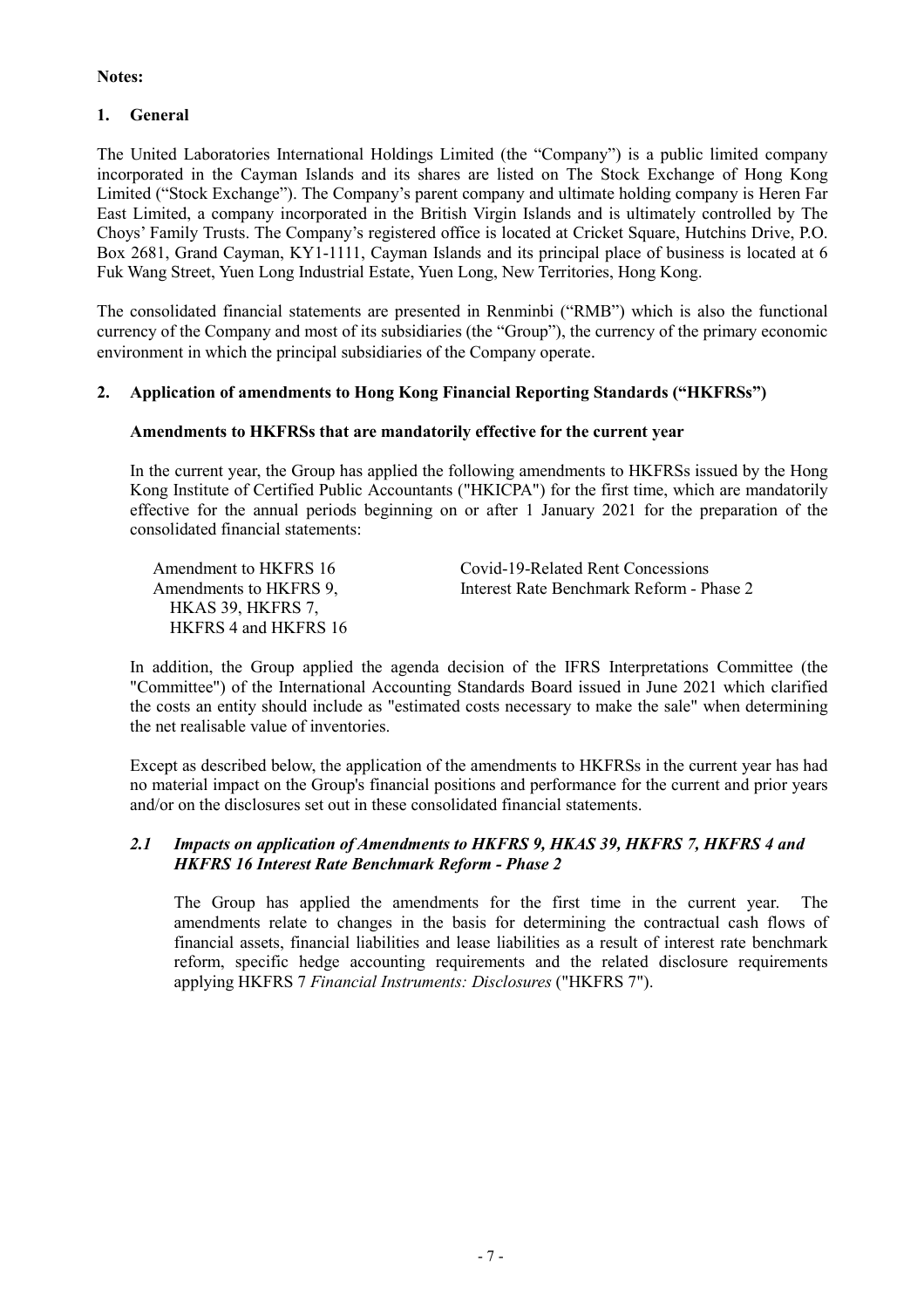**Notes:**

## 1. General

The United Laboratories International Holdings Limited (the "Company") is a public limited company incorporated in the Cayman Islands and its shares are listed on The Stock Exchange of Hong Kong Limited ("Stock Exchange"). The Company's parent company and ultimate holding company is Heren Far East Limited, a company incorporated in the British Virgin Islands and is ultimately controlled by The Choys' Family Trusts. The Company's registered office is located at Cricket Square, Hutchins Drive, P.O. Box 2681, Grand Cayman, KY1-1111, Cayman Islands and its principal place of business is located at 6 Fuk Wang Street, Yuen Long Industrial Estate, Yuen Long, New Territories, Hong Kong.

The consolidated financial statements are presented in Renminbi ("RMB") which is also the functional currency of the Company and most of its subsidiaries (the "Group"), the currency of the primary economic environment in which the principal subsidiaries of the Company operate.

## 2. Application of amendments to Hong Kong Financial Reporting Standards ("HKFRSs")

**Amendments to HKFRSs that are mandatorily effective for the current year**

In the current year, the Group has applied the following amendments to HKFRSs issued by the Hong Kong Institute of Certified Public Accountants ("HKICPA") for the first time, which are mandatorily effective for the annual periods beginning on or after 1 January 2021 for the preparation of the consolidated financial statements:

| | |
|---|---|
| Amendment to HKFRS 16 | Covid-19-Related Rent Concessions |
| Amendments to HKFRS 9, HKAS 39, HKFRS 7, HKFRS 4 and HKFRS 16 | Interest Rate Benchmark Reform - Phase 2 |

In addition, the Group applied the agenda decision of the IFRS Interpretations Committee (the "Committee") of the International Accounting Standards Board issued in June 2021 which clarified the costs an entity should include as "estimated costs necessary to make the sale" when determining the net realisable value of inventories.

Except as described below, the application of the amendments to HKFRSs in the current year has had no material impact on the Group's financial positions and performance for the current and prior years and/or on the disclosures set out in these consolidated financial statements.

### *2.1 Impacts on application of Amendments to HKFRS 9, HKAS 39, HKFRS 7, HKFRS 4 and HKFRS 16 Interest Rate Benchmark Reform - Phase 2*

The Group has applied the amendments for the first time in the current year. The amendments relate to changes in the basis for determining the contractual cash flows of financial assets, financial liabilities and lease liabilities as a result of interest rate benchmark reform, specific hedge accounting requirements and the related disclosure requirements applying HKFRS 7 *Financial Instruments: Disclosures* ("HKFRS 7").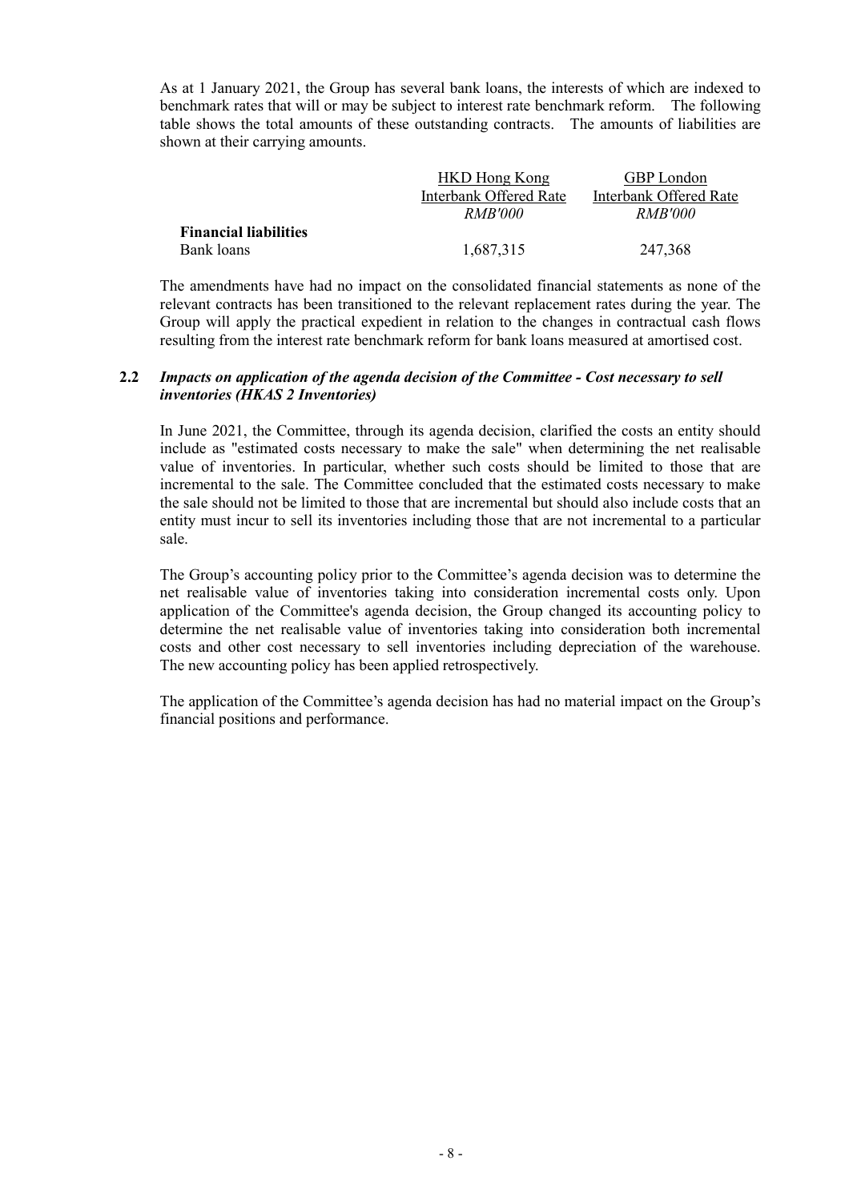As at 1 January 2021, the Group has several bank loans, the interests of which are indexed to benchmark rates that will or may be subject to interest rate benchmark reform. The following table shows the total amounts of these outstanding contracts. The amounts of liabilities are shown at their carrying amounts.

| | HKD Hong Kong Interbank Offered Rate | GBP London Interbank Offered Rate |
|---|---|---|
| | *RMB'000* | *RMB'000* |
| **Financial liabilities** | | |
| Bank loans | 1,687,315 | 247,368 |

The amendments have had no impact on the consolidated financial statements as none of the relevant contracts has been transitioned to the relevant replacement rates during the year. The Group will apply the practical expedient in relation to the changes in contractual cash flows resulting from the interest rate benchmark reform for bank loans measured at amortised cost.

### 2.2 *Impacts on application of the agenda decision of the Committee - Cost necessary to sell inventories (HKAS 2 Inventories)*

In June 2021, the Committee, through its agenda decision, clarified the costs an entity should include as "estimated costs necessary to make the sale" when determining the net realisable value of inventories. In particular, whether such costs should be limited to those that are incremental to the sale. The Committee concluded that the estimated costs necessary to make the sale should not be limited to those that are incremental but should also include costs that an entity must incur to sell its inventories including those that are not incremental to a particular sale.

The Group's accounting policy prior to the Committee's agenda decision was to determine the net realisable value of inventories taking into consideration incremental costs only. Upon application of the Committee's agenda decision, the Group changed its accounting policy to determine the net realisable value of inventories taking into consideration both incremental costs and other cost necessary to sell inventories including depreciation of the warehouse. The new accounting policy has been applied retrospectively.

The application of the Committee's agenda decision has had no material impact on the Group's financial positions and performance.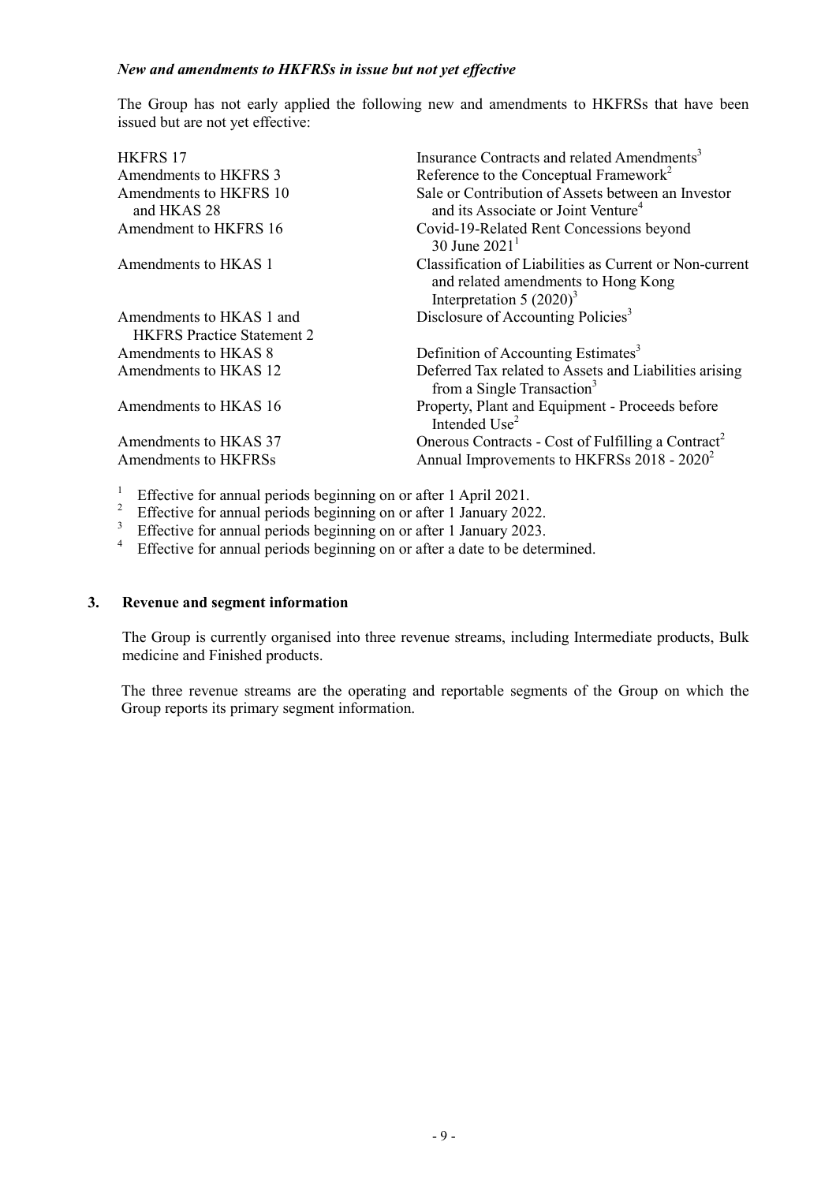***New and amendments to HKFRSs in issue but not yet effective***

The Group has not early applied the following new and amendments to HKFRSs that have been issued but are not yet effective:

| | |
|---|---|
| HKFRS 17 | Insurance Contracts and related Amendments[3] |
| Amendments to HKFRS 3 | Reference to the Conceptual Framework[2] |
| Amendments to HKFRS 10 and HKAS 28 | Sale or Contribution of Assets between an Investor and its Associate or Joint Venture[4] |
| Amendment to HKFRS 16 | Covid-19-Related Rent Concessions beyond 30 June 2021[1] |
| Amendments to HKAS 1 | Classification of Liabilities as Current or Non-current and related amendments to Hong Kong Interpretation 5 (2020)[3] |
| Amendments to HKAS 1 and HKFRS Practice Statement 2 | Disclosure of Accounting Policies[3] |
| Amendments to HKAS 8 | Definition of Accounting Estimates[3] |
| Amendments to HKAS 12 | Deferred Tax related to Assets and Liabilities arising from a Single Transaction[3] |
| Amendments to HKAS 16 | Property, Plant and Equipment - Proceeds before Intended Use[2] |
| Amendments to HKAS 37 | Onerous Contracts - Cost of Fulfilling a Contract[2] |
| Amendments to HKFRSs | Annual Improvements to HKFRSs 2018 - 2020[2] |

[1] Effective for annual periods beginning on or after 1 April 2021.
[2] Effective for annual periods beginning on or after 1 January 2022.
[3] Effective for annual periods beginning on or after 1 January 2023.
[4] Effective for annual periods beginning on or after a date to be determined.

## 3. Revenue and segment information

The Group is currently organised into three revenue streams, including Intermediate products, Bulk medicine and Finished products.

The three revenue streams are the operating and reportable segments of the Group on which the Group reports its primary segment information.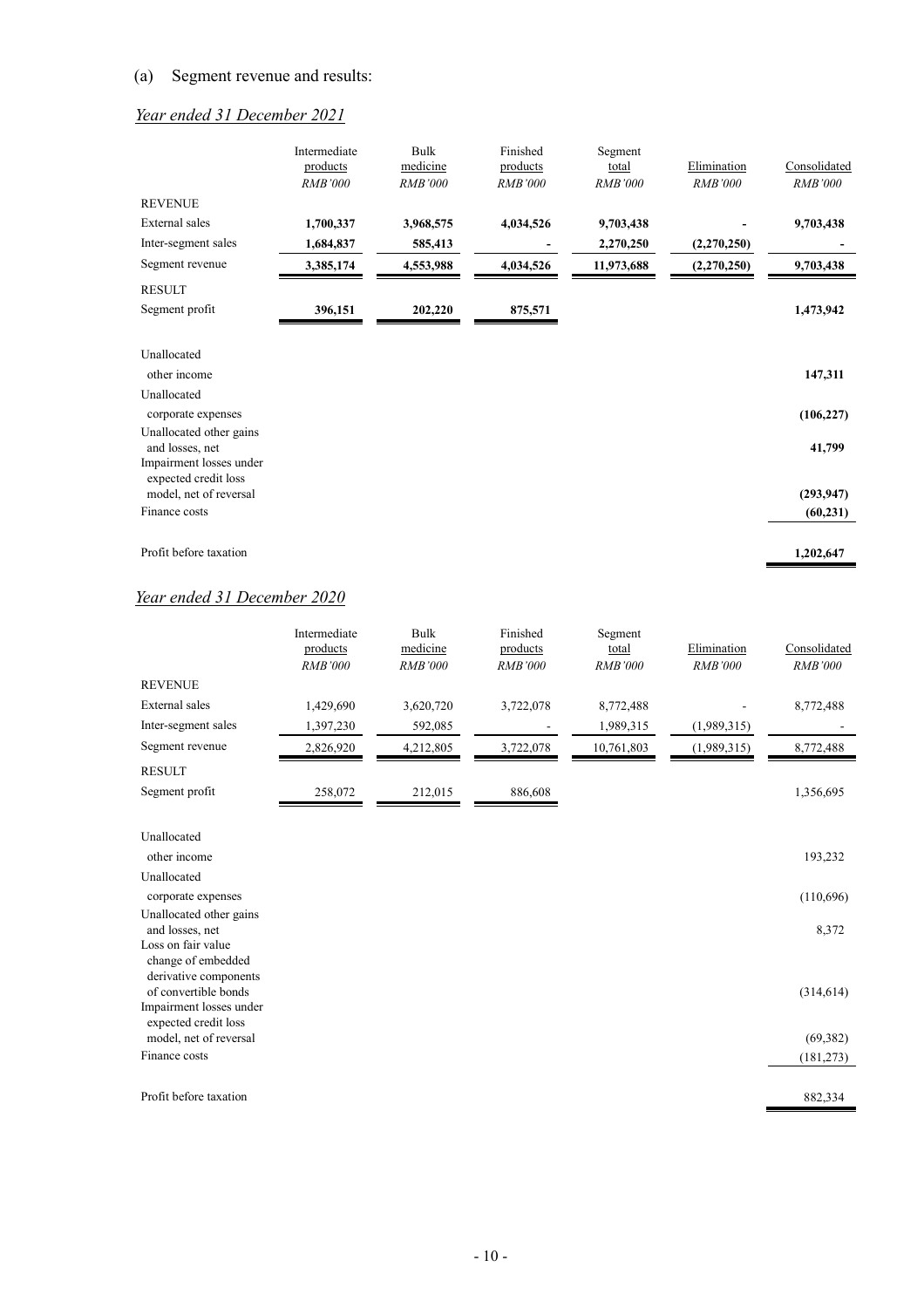(a) Segment revenue and results:

*Year ended 31 December 2021*

| | Intermediate products | Bulk medicine | Finished products | Segment total | Elimination | Consolidated |
|---|---|---|---|---|---|---|
| | *RMB'000* | *RMB'000* | *RMB'000* | *RMB'000* | *RMB'000* | *RMB'000* |
| REVENUE | | | | | | |
| External sales | **1,700,337** | **3,968,575** | **4,034,526** | **9,703,438** | **-** | **9,703,438** |
| Inter-segment sales | **1,684,837** | **585,413** | **-** | **2,270,250** | **(2,270,250)** | **-** |
| Segment revenue | **3,385,174** | **4,553,988** | **4,034,526** | **11,973,688** | **(2,270,250)** | **9,703,438** |
| RESULT | | | | | | |
| Segment profit | **396,151** | **202,220** | **875,571** | | | **1,473,942** |
| Unallocated other income | | | | | | **147,311** |
| Unallocated corporate expenses | | | | | | **(106,227)** |
| Unallocated other gains and losses, net | | | | | | **41,799** |
| Impairment losses under expected credit loss model, net of reversal | | | | | | **(293,947)** |
| Finance costs | | | | | | **(60,231)** |
| Profit before taxation | | | | | | **1,202,647** |

*Year ended 31 December 2020*

| | Intermediate products | Bulk medicine | Finished products | Segment total | Elimination | Consolidated |
|---|---|---|---|---|---|---|
| | *RMB'000* | *RMB'000* | *RMB'000* | *RMB'000* | *RMB'000* | *RMB'000* |
| REVENUE | | | | | | |
| External sales | 1,429,690 | 3,620,720 | 3,722,078 | 8,772,488 | - | 8,772,488 |
| Inter-segment sales | 1,397,230 | 592,085 | - | 1,989,315 | (1,989,315) | - |
| Segment revenue | 2,826,920 | 4,212,805 | 3,722,078 | 10,761,803 | (1,989,315) | 8,772,488 |
| RESULT | | | | | | |
| Segment profit | 258,072 | 212,015 | 886,608 | | | 1,356,695 |
| Unallocated other income | | | | | | 193,232 |
| Unallocated corporate expenses | | | | | | (110,696) |
| Unallocated other gains and losses, net | | | | | | 8,372 |
| Loss on fair value change of embedded derivative components of convertible bonds | | | | | | (314,614) |
| Impairment losses under expected credit loss model, net of reversal | | | | | | (69,382) |
| Finance costs | | | | | | (181,273) |
| Profit before taxation | | | | | | 882,334 |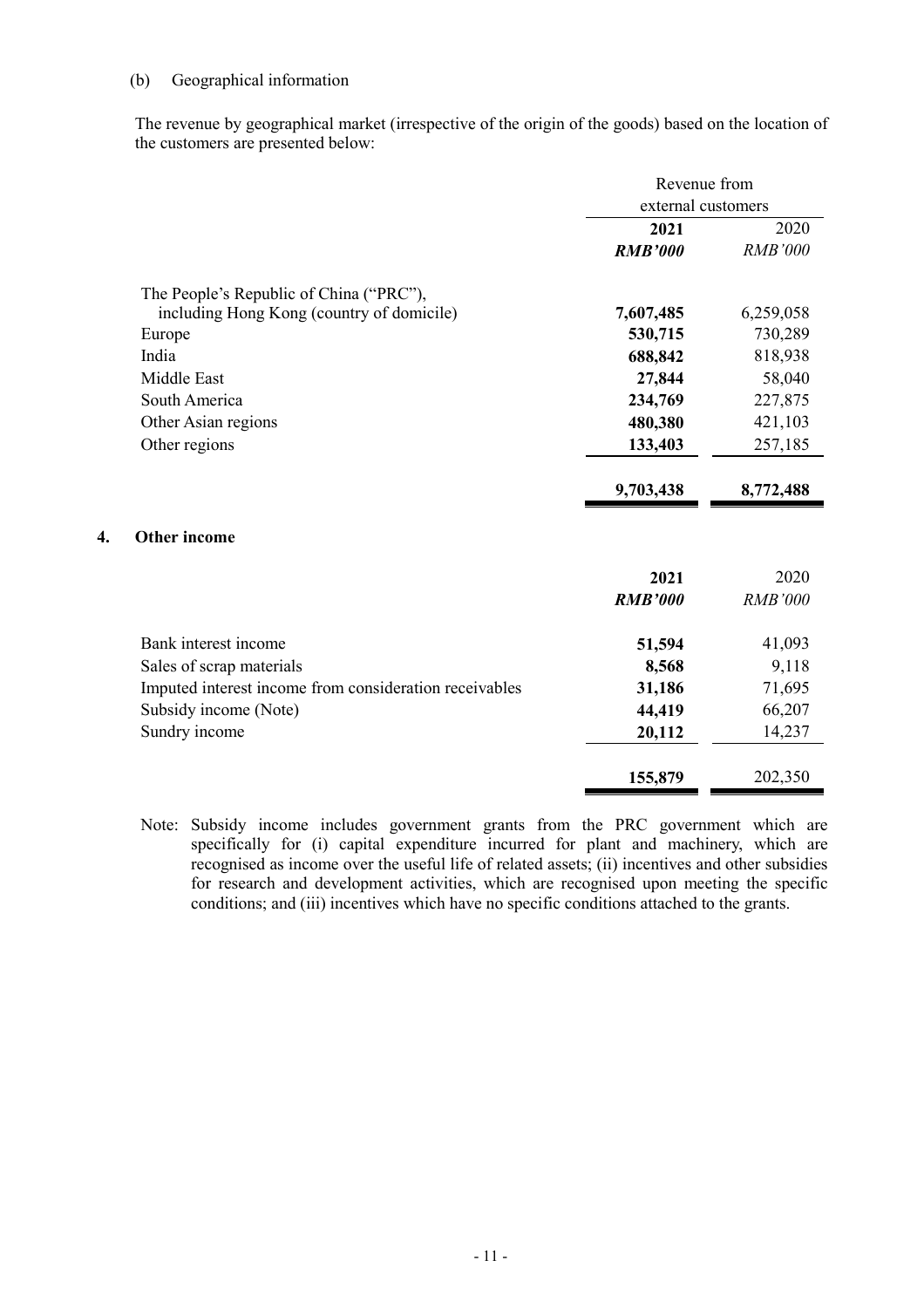(b) Geographical information

The revenue by geographical market (irrespective of the origin of the goods) based on the location of the customers are presented below:

| | Revenue from external customers | |
|---|---|---|
| | **2021** | 2020 |
| | ***RMB'000*** | *RMB'000* |
| The People's Republic of China ("PRC"), including Hong Kong (country of domicile) | **7,607,485** | 6,259,058 |
| Europe | **530,715** | 730,289 |
| India | **688,842** | 818,938 |
| Middle East | **27,844** | 58,040 |
| South America | **234,769** | 227,875 |
| Other Asian regions | **480,380** | 421,103 |
| Other regions | **133,403** | 257,185 |
| | **9,703,438** | 8,772,488 |

## 4. Other income

| | **2021** | 2020 |
|---|---|---|
| | ***RMB'000*** | *RMB'000* |
| Bank interest income | **51,594** | 41,093 |
| Sales of scrap materials | **8,568** | 9,118 |
| Imputed interest income from consideration receivables | **31,186** | 71,695 |
| Subsidy income (Note) | **44,419** | 66,207 |
| Sundry income | **20,112** | 14,237 |
| | **155,879** | 202,350 |

Note: Subsidy income includes government grants from the PRC government which are specifically for (i) capital expenditure incurred for plant and machinery, which are recognised as income over the useful life of related assets; (ii) incentives and other subsidies for research and development activities, which are recognised upon meeting the specific conditions; and (iii) incentives which have no specific conditions attached to the grants.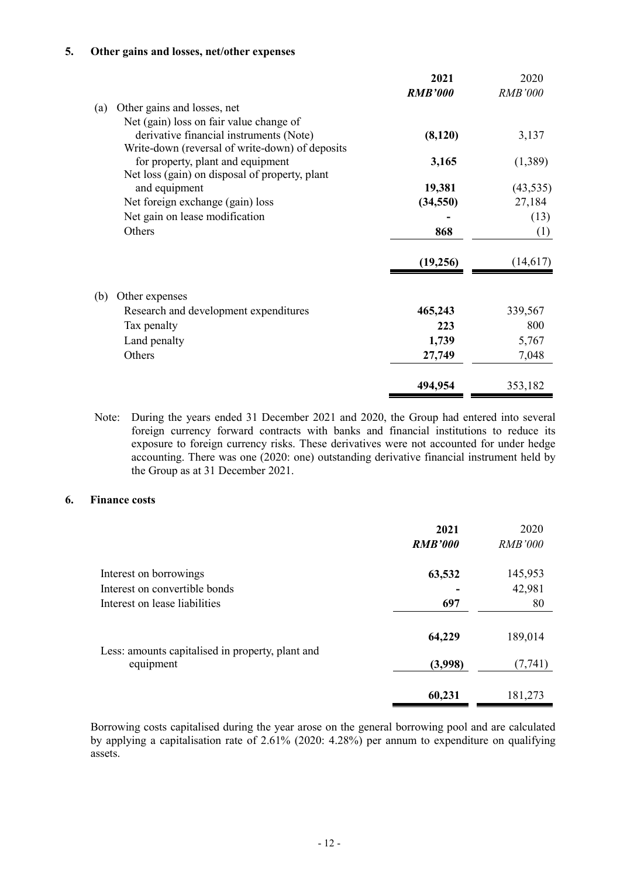## 5. Other gains and losses, net/other expenses

| | **2021** | 2020 |
|---|---|---|
| | ***RMB'000*** | *RMB'000* |
| (a) Other gains and losses, net | | |
| Net (gain) loss on fair value change of derivative financial instruments (Note) | **(8,120)** | 3,137 |
| Write-down (reversal of write-down) of deposits for property, plant and equipment | **3,165** | (1,389) |
| Net loss (gain) on disposal of property, plant and equipment | **19,381** | (43,535) |
| Net foreign exchange (gain) loss | **(34,550)** | 27,184 |
| Net gain on lease modification | **-** | (13) |
| Others | **868** | (1) |
| | **(19,256)** | (14,617) |
| (b) Other expenses | | |
| Research and development expenditures | **465,243** | 339,567 |
| Tax penalty | **223** | 800 |
| Land penalty | **1,739** | 5,767 |
| Others | **27,749** | 7,048 |
| | **494,954** | 353,182 |

Note: During the years ended 31 December 2021 and 2020, the Group had entered into several foreign currency forward contracts with banks and financial institutions to reduce its exposure to foreign currency risks. These derivatives were not accounted for under hedge accounting. There was one (2020: one) outstanding derivative financial instrument held by the Group as at 31 December 2021.

## 6. Finance costs

| | **2021** | 2020 |
|---|---|---|
| | ***RMB'000*** | *RMB'000* |
| Interest on borrowings | **63,532** | 145,953 |
| Interest on convertible bonds | **-** | 42,981 |
| Interest on lease liabilities | **697** | 80 |
| | **64,229** | 189,014 |
| Less: amounts capitalised in property, plant and equipment | **(3,998)** | (7,741) |
| | **60,231** | 181,273 |

Borrowing costs capitalised during the year arose on the general borrowing pool and are calculated by applying a capitalisation rate of 2.61% (2020: 4.28%) per annum to expenditure on qualifying assets.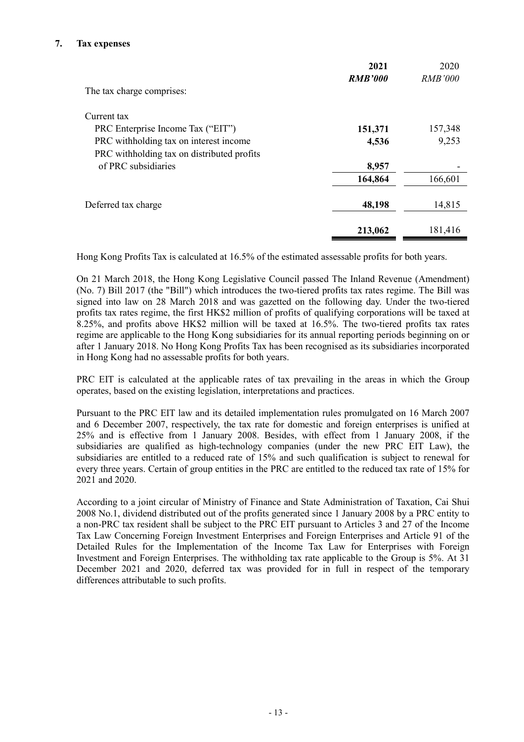## 7. Tax expenses

| | **2021** | 2020 |
|---|---|---|
| | ***RMB'000*** | *RMB'000* |
| The tax charge comprises: | | |
| Current tax | | |
| PRC Enterprise Income Tax ("EIT") | **151,371** | 157,348 |
| PRC withholding tax on interest income | **4,536** | 9,253 |
| PRC withholding tax on distributed profits of PRC subsidiaries | **8,957** | - |
| | **164,864** | 166,601 |
| Deferred tax charge | **48,198** | 14,815 |
| | **213,062** | 181,416 |

Hong Kong Profits Tax is calculated at 16.5% of the estimated assessable profits for both years.

On 21 March 2018, the Hong Kong Legislative Council passed The Inland Revenue (Amendment) (No. 7) Bill 2017 (the "Bill") which introduces the two-tiered profits tax rates regime. The Bill was signed into law on 28 March 2018 and was gazetted on the following day. Under the two-tiered profits tax rates regime, the first HK$2 million of profits of qualifying corporations will be taxed at 8.25%, and profits above HK$2 million will be taxed at 16.5%. The two-tiered profits tax rates regime are applicable to the Hong Kong subsidiaries for its annual reporting periods beginning on or after 1 January 2018. No Hong Kong Profits Tax has been recognised as its subsidiaries incorporated in Hong Kong had no assessable profits for both years.

PRC EIT is calculated at the applicable rates of tax prevailing in the areas in which the Group operates, based on the existing legislation, interpretations and practices.

Pursuant to the PRC EIT law and its detailed implementation rules promulgated on 16 March 2007 and 6 December 2007, respectively, the tax rate for domestic and foreign enterprises is unified at 25% and is effective from 1 January 2008. Besides, with effect from 1 January 2008, if the subsidiaries are qualified as high-technology companies (under the new PRC EIT Law), the subsidiaries are entitled to a reduced rate of 15% and such qualification is subject to renewal for every three years. Certain of group entities in the PRC are entitled to the reduced tax rate of 15% for 2021 and 2020.

According to a joint circular of Ministry of Finance and State Administration of Taxation, Cai Shui 2008 No.1, dividend distributed out of the profits generated since 1 January 2008 by a PRC entity to a non-PRC tax resident shall be subject to the PRC EIT pursuant to Articles 3 and 27 of the Income Tax Law Concerning Foreign Investment Enterprises and Foreign Enterprises and Article 91 of the Detailed Rules for the Implementation of the Income Tax Law for Enterprises with Foreign Investment and Foreign Enterprises. The withholding tax rate applicable to the Group is 5%. At 31 December 2021 and 2020, deferred tax was provided for in full in respect of the temporary differences attributable to such profits.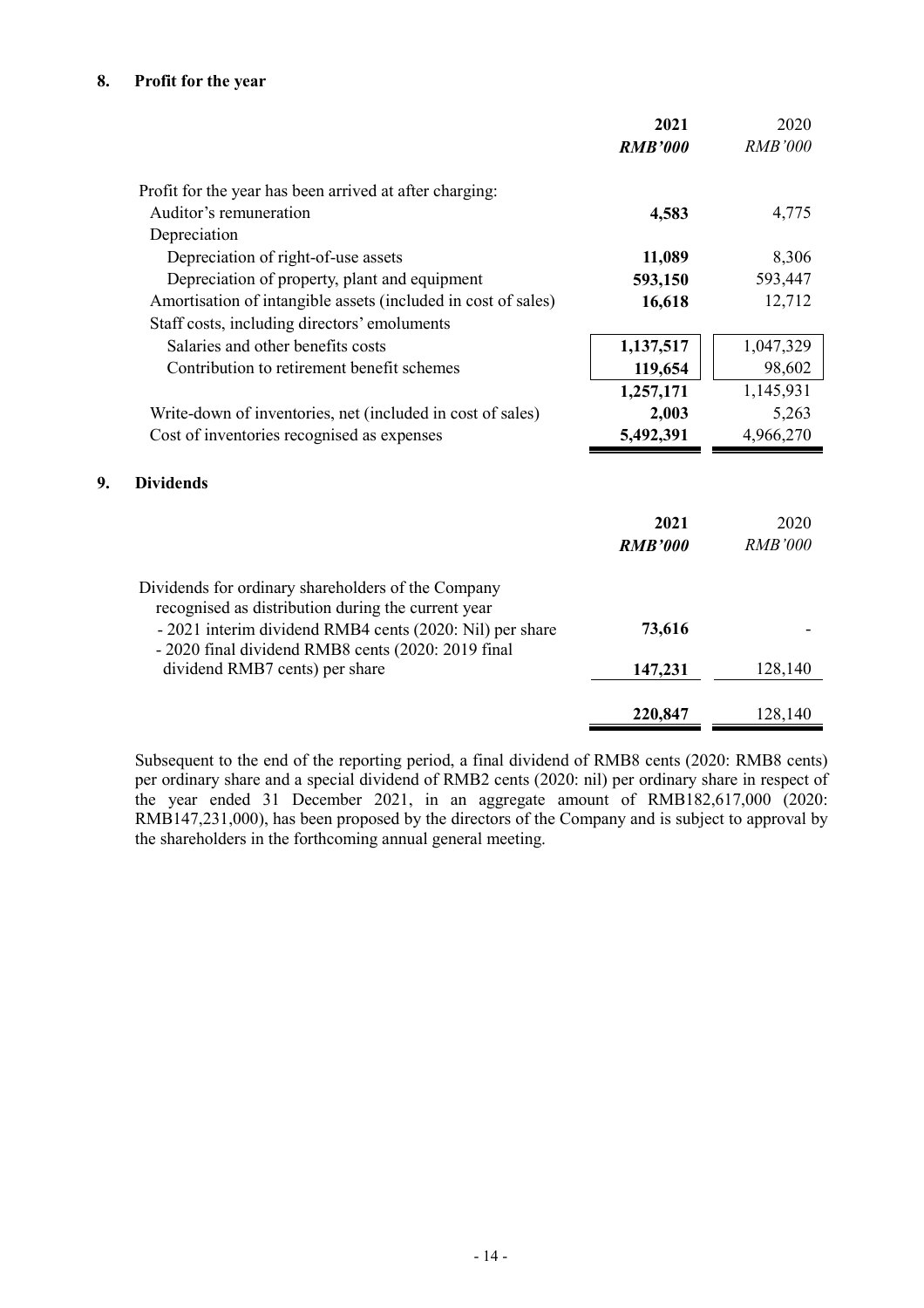## 8. Profit for the year

| | 2021 | 2020 |
|---|---|---|
| | ***RMB'000*** | *RMB'000* |
| Profit for the year has been arrived at after charging: | | |
| Auditor's remuneration | **4,583** | 4,775 |
| Depreciation | | |
| Depreciation of right-of-use assets | **11,089** | 8,306 |
| Depreciation of property, plant and equipment | **593,150** | 593,447 |
| Amortisation of intangible assets (included in cost of sales) | **16,618** | 12,712 |
| Staff costs, including directors' emoluments | | |
| Salaries and other benefits costs | **1,137,517** | 1,047,329 |
| Contribution to retirement benefit schemes | **119,654** | 98,602 |
| | **1,257,171** | 1,145,931 |
| Write-down of inventories, net (included in cost of sales) | **2,003** | 5,263 |
| Cost of inventories recognised as expenses | **5,492,391** | 4,966,270 |

## 9. Dividends

| | 2021 | 2020 |
|---|---|---|
| | ***RMB'000*** | *RMB'000* |
| Dividends for ordinary shareholders of the Company recognised as distribution during the current year | | |
| - 2021 interim dividend RMB4 cents (2020: Nil) per share | **73,616** | - |
| - 2020 final dividend RMB8 cents (2020: 2019 final dividend RMB7 cents) per share | **147,231** | 128,140 |
| | **220,847** | 128,140 |

Subsequent to the end of the reporting period, a final dividend of RMB8 cents (2020: RMB8 cents) per ordinary share and a special dividend of RMB2 cents (2020: nil) per ordinary share in respect of the year ended 31 December 2021, in an aggregate amount of RMB182,617,000 (2020: RMB147,231,000), has been proposed by the directors of the Company and is subject to approval by the shareholders in the forthcoming annual general meeting.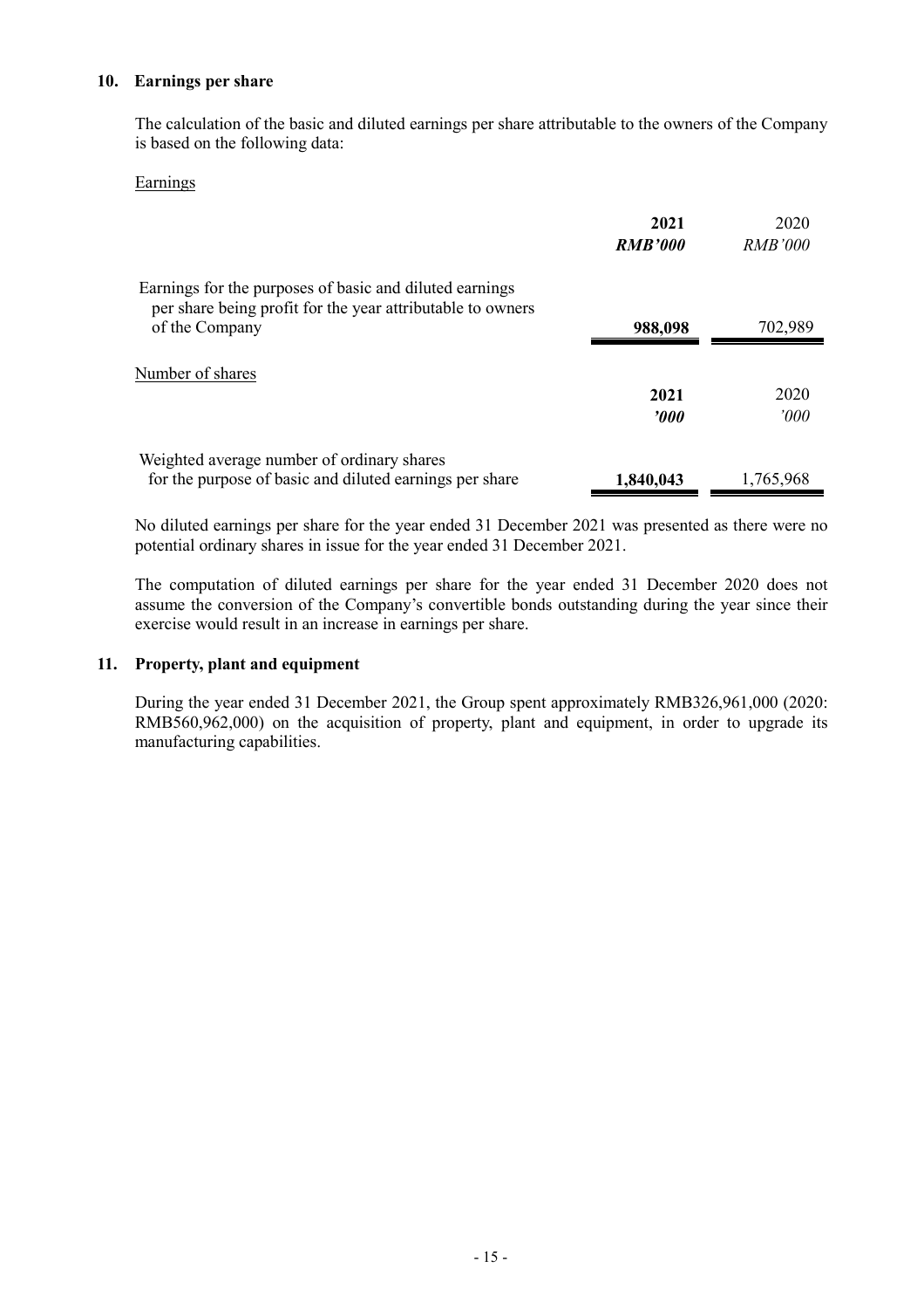## 10. Earnings per share

The calculation of the basic and diluted earnings per share attributable to the owners of the Company is based on the following data:

Earnings

| | **2021** | 2020 |
|---|---|---|
| | ***RMB'000*** | *RMB'000* |
| Earnings for the purposes of basic and diluted earnings per share being profit for the year attributable to owners of the Company | **988,098** | 702,989 |

Number of shares

| | **2021** | 2020 |
|---|---|---|
| | ***'000*** | *'000* |
| Weighted average number of ordinary shares for the purpose of basic and diluted earnings per share | **1,840,043** | 1,765,968 |

No diluted earnings per share for the year ended 31 December 2021 was presented as there were no potential ordinary shares in issue for the year ended 31 December 2021.

The computation of diluted earnings per share for the year ended 31 December 2020 does not assume the conversion of the Company's convertible bonds outstanding during the year since their exercise would result in an increase in earnings per share.

## 11. Property, plant and equipment

During the year ended 31 December 2021, the Group spent approximately RMB326,961,000 (2020: RMB560,962,000) on the acquisition of property, plant and equipment, in order to upgrade its manufacturing capabilities.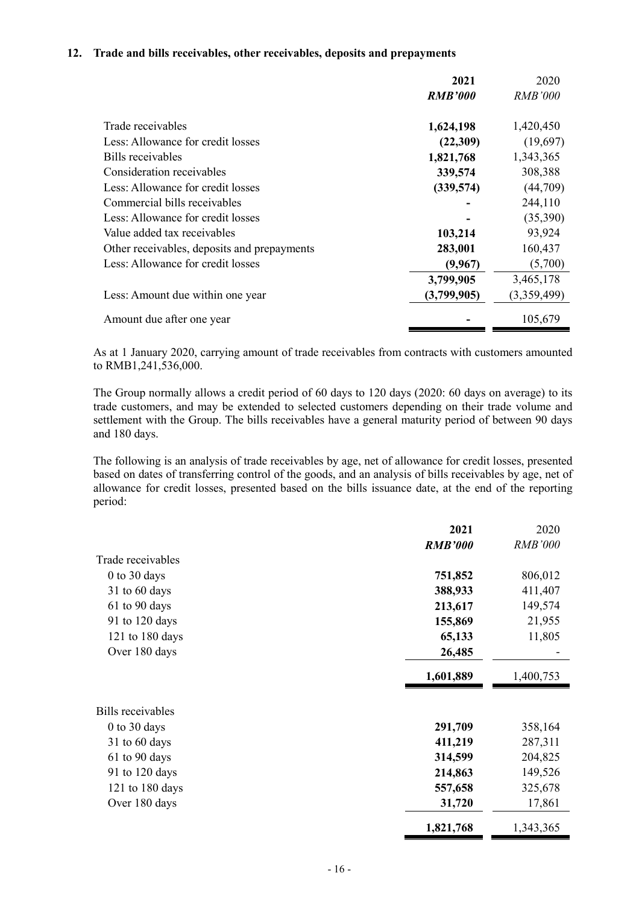## 12. Trade and bills receivables, other receivables, deposits and prepayments

| | 2021 | 2020 |
|---|---|---|
| | ***RMB'000*** | *RMB'000* |
| Trade receivables | **1,624,198** | 1,420,450 |
| Less: Allowance for credit losses | **(22,309)** | (19,697) |
| Bills receivables | **1,821,768** | 1,343,365 |
| Consideration receivables | **339,574** | 308,388 |
| Less: Allowance for credit losses | **(339,574)** | (44,709) |
| Commercial bills receivables | **-** | 244,110 |
| Less: Allowance for credit losses | **-** | (35,390) |
| Value added tax receivables | **103,214** | 93,924 |
| Other receivables, deposits and prepayments | **283,001** | 160,437 |
| Less: Allowance for credit losses | **(9,967)** | (5,700) |
| | **3,799,905** | 3,465,178 |
| Less: Amount due within one year | **(3,799,905)** | (3,359,499) |
| Amount due after one year | **-** | 105,679 |

As at 1 January 2020, carrying amount of trade receivables from contracts with customers amounted to RMB1,241,536,000.

The Group normally allows a credit period of 60 days to 120 days (2020: 60 days on average) to its trade customers, and may be extended to selected customers depending on their trade volume and settlement with the Group. The bills receivables have a general maturity period of between 90 days and 180 days.

The following is an analysis of trade receivables by age, net of allowance for credit losses, presented based on dates of transferring control of the goods, and an analysis of bills receivables by age, net of allowance for credit losses, presented based on the bills issuance date, at the end of the reporting period:

| | 2021 | 2020 |
|---|---|---|
| | ***RMB'000*** | *RMB'000* |
| Trade receivables | | |
| 0 to 30 days | **751,852** | 806,012 |
| 31 to 60 days | **388,933** | 411,407 |
| 61 to 90 days | **213,617** | 149,574 |
| 91 to 120 days | **155,869** | 21,955 |
| 121 to 180 days | **65,133** | 11,805 |
| Over 180 days | **26,485** | - |
| | **1,601,889** | 1,400,753 |
| Bills receivables | | |
| 0 to 30 days | **291,709** | 358,164 |
| 31 to 60 days | **411,219** | 287,311 |
| 61 to 90 days | **314,599** | 204,825 |
| 91 to 120 days | **214,863** | 149,526 |
| 121 to 180 days | **557,658** | 325,678 |
| Over 180 days | **31,720** | 17,861 |
| | **1,821,768** | 1,343,365 |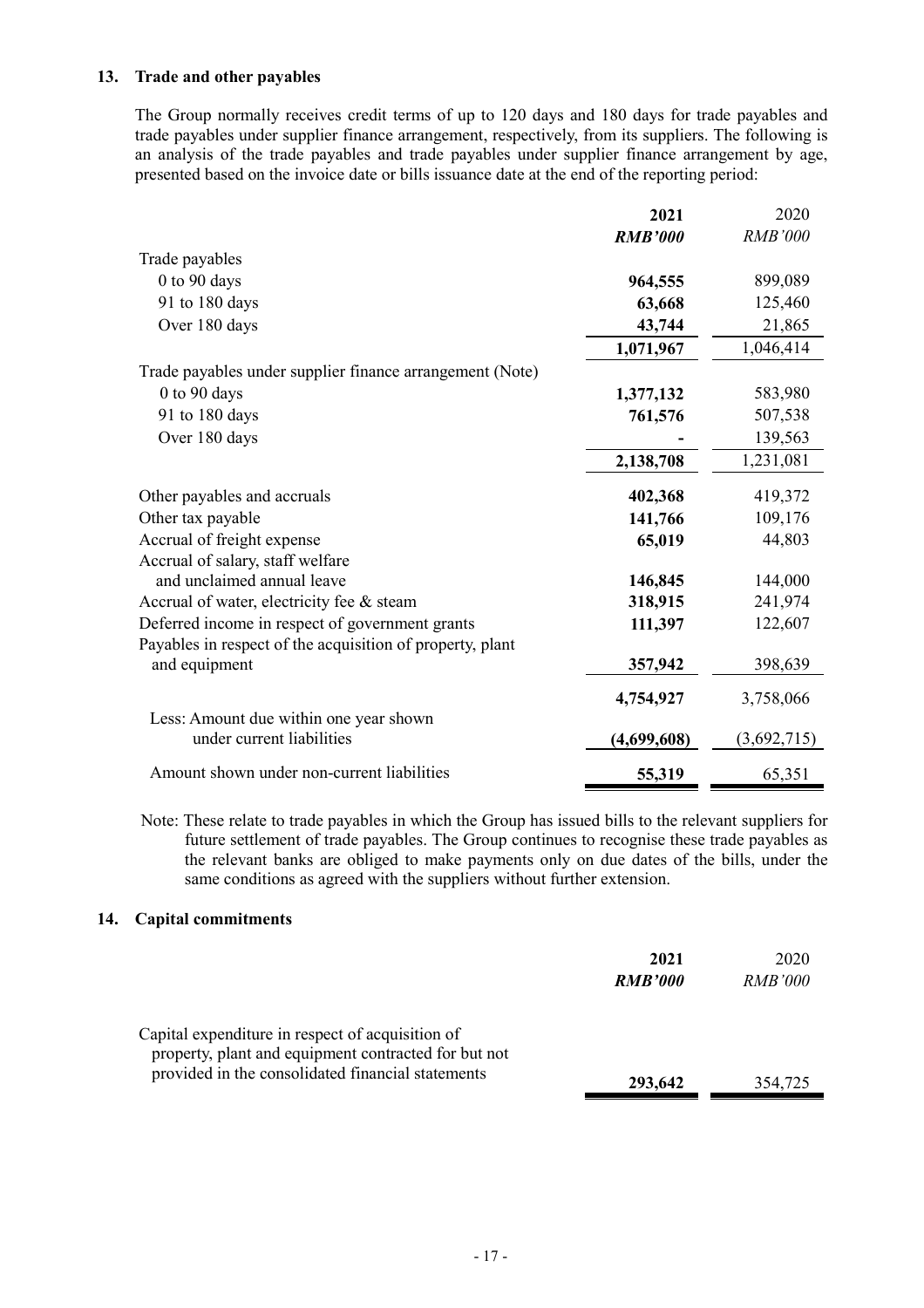## 13. Trade and other payables

The Group normally receives credit terms of up to 120 days and 180 days for trade payables and trade payables under supplier finance arrangement, respectively, from its suppliers. The following is an analysis of the trade payables and trade payables under supplier finance arrangement by age, presented based on the invoice date or bills issuance date at the end of the reporting period:

| | **2021** | 2020 |
|---|---|---|
| | ***RMB'000*** | *RMB'000* |
| Trade payables | | |
| 0 to 90 days | **964,555** | 899,089 |
| 91 to 180 days | **63,668** | 125,460 |
| Over 180 days | **43,744** | 21,865 |
| | **1,071,967** | 1,046,414 |
| Trade payables under supplier finance arrangement (Note) | | |
| 0 to 90 days | **1,377,132** | 583,980 |
| 91 to 180 days | **761,576** | 507,538 |
| Over 180 days | **-** | 139,563 |
| | **2,138,708** | 1,231,081 |
| Other payables and accruals | **402,368** | 419,372 |
| Other tax payable | **141,766** | 109,176 |
| Accrual of freight expense | **65,019** | 44,803 |
| Accrual of salary, staff welfare and unclaimed annual leave | **146,845** | 144,000 |
| Accrual of water, electricity fee & steam | **318,915** | 241,974 |
| Deferred income in respect of government grants | **111,397** | 122,607 |
| Payables in respect of the acquisition of property, plant and equipment | **357,942** | 398,639 |
| | **4,754,927** | 3,758,066 |
| Less: Amount due within one year shown under current liabilities | **(4,699,608)** | (3,692,715) |
| Amount shown under non-current liabilities | **55,319** | 65,351 |

Note: These relate to trade payables in which the Group has issued bills to the relevant suppliers for future settlement of trade payables. The Group continues to recognise these trade payables as the relevant banks are obliged to make payments only on due dates of the bills, under the same conditions as agreed with the suppliers without further extension.

## 14. Capital commitments

| | **2021** | 2020 |
|---|---|---|
| | ***RMB'000*** | *RMB'000* |
| Capital expenditure in respect of acquisition of property, plant and equipment contracted for but not provided in the consolidated financial statements | **293,642** | 354,725 |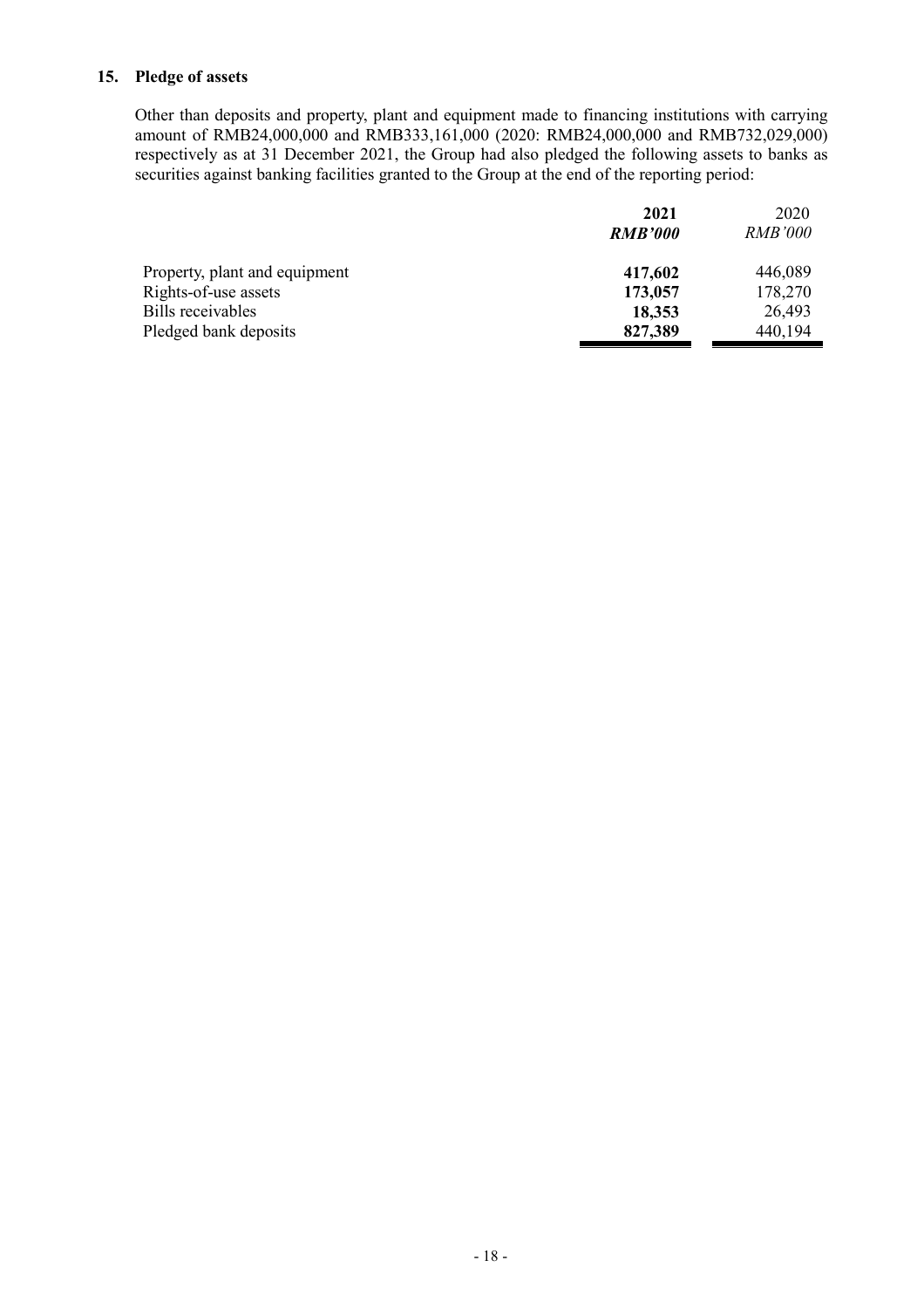## 15. Pledge of assets

Other than deposits and property, plant and equipment made to financing institutions with carrying amount of RMB24,000,000 and RMB333,161,000 (2020: RMB24,000,000 and RMB732,029,000) respectively as at 31 December 2021, the Group had also pledged the following assets to banks as securities against banking facilities granted to the Group at the end of the reporting period:

| | **2021** | 2020 |
|---|---|---|
| | ***RMB'000*** | *RMB'000* |
| Property, plant and equipment | **417,602** | 446,089 |
| Rights-of-use assets | **173,057** | 178,270 |
| Bills receivables | **18,353** | 26,493 |
| Pledged bank deposits | **827,389** | 440,194 |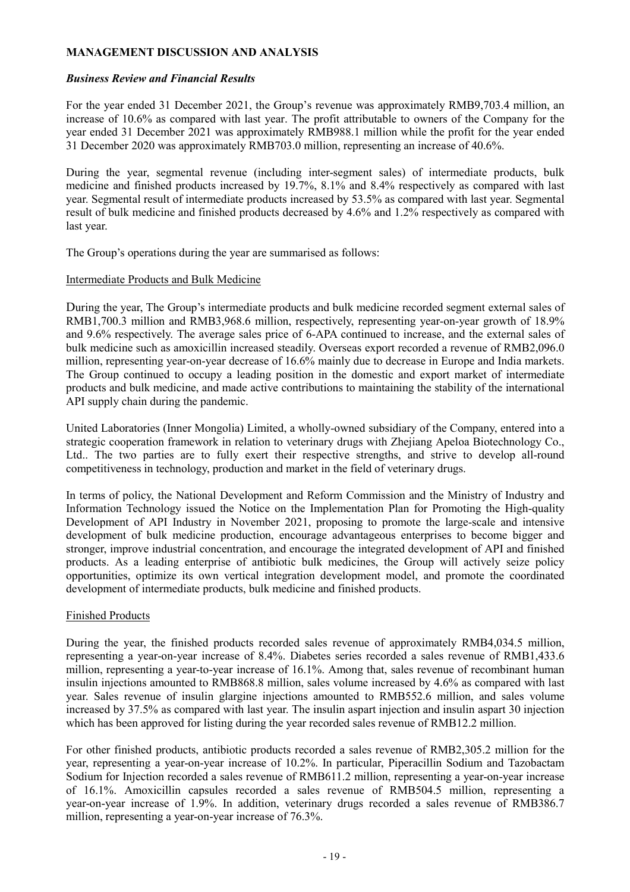## MANAGEMENT DISCUSSION AND ANALYSIS

### *Business Review and Financial Results*

For the year ended 31 December 2021, the Group's revenue was approximately RMB9,703.4 million, an increase of 10.6% as compared with last year. The profit attributable to owners of the Company for the year ended 31 December 2021 was approximately RMB988.1 million while the profit for the year ended 31 December 2020 was approximately RMB703.0 million, representing an increase of 40.6%.

During the year, segmental revenue (including inter-segment sales) of intermediate products, bulk medicine and finished products increased by 19.7%, 8.1% and 8.4% respectively as compared with last year. Segmental result of intermediate products increased by 53.5% as compared with last year. Segmental result of bulk medicine and finished products decreased by 4.6% and 1.2% respectively as compared with last year.

The Group's operations during the year are summarised as follows:

#### Intermediate Products and Bulk Medicine

During the year, The Group's intermediate products and bulk medicine recorded segment external sales of RMB1,700.3 million and RMB3,968.6 million, respectively, representing year-on-year growth of 18.9% and 9.6% respectively. The average sales price of 6-APA continued to increase, and the external sales of bulk medicine such as amoxicillin increased steadily. Overseas export recorded a revenue of RMB2,096.0 million, representing year-on-year decrease of 16.6% mainly due to decrease in Europe and India markets. The Group continued to occupy a leading position in the domestic and export market of intermediate products and bulk medicine, and made active contributions to maintaining the stability of the international API supply chain during the pandemic.

United Laboratories (Inner Mongolia) Limited, a wholly-owned subsidiary of the Company, entered into a strategic cooperation framework in relation to veterinary drugs with Zhejiang Apeloa Biotechnology Co., Ltd.. The two parties are to fully exert their respective strengths, and strive to develop all-round competitiveness in technology, production and market in the field of veterinary drugs.

In terms of policy, the National Development and Reform Commission and the Ministry of Industry and Information Technology issued the Notice on the Implementation Plan for Promoting the High-quality Development of API Industry in November 2021, proposing to promote the large-scale and intensive development of bulk medicine production, encourage advantageous enterprises to become bigger and stronger, improve industrial concentration, and encourage the integrated development of API and finished products. As a leading enterprise of antibiotic bulk medicines, the Group will actively seize policy opportunities, optimize its own vertical integration development model, and promote the coordinated development of intermediate products, bulk medicine and finished products.

#### Finished Products

During the year, the finished products recorded sales revenue of approximately RMB4,034.5 million, representing a year-on-year increase of 8.4%. Diabetes series recorded a sales revenue of RMB1,433.6 million, representing a year-to-year increase of 16.1%. Among that, sales revenue of recombinant human insulin injections amounted to RMB868.8 million, sales volume increased by 4.6% as compared with last year. Sales revenue of insulin glargine injections amounted to RMB552.6 million, and sales volume increased by 37.5% as compared with last year. The insulin aspart injection and insulin aspart 30 injection which has been approved for listing during the year recorded sales revenue of RMB12.2 million.

For other finished products, antibiotic products recorded a sales revenue of RMB2,305.2 million for the year, representing a year-on-year increase of 10.2%. In particular, Piperacillin Sodium and Tazobactam Sodium for Injection recorded a sales revenue of RMB611.2 million, representing a year-on-year increase of 16.1%. Amoxicillin capsules recorded a sales revenue of RMB504.5 million, representing a year-on-year increase of 1.9%. In addition, veterinary drugs recorded a sales revenue of RMB386.7 million, representing a year-on-year increase of 76.3%.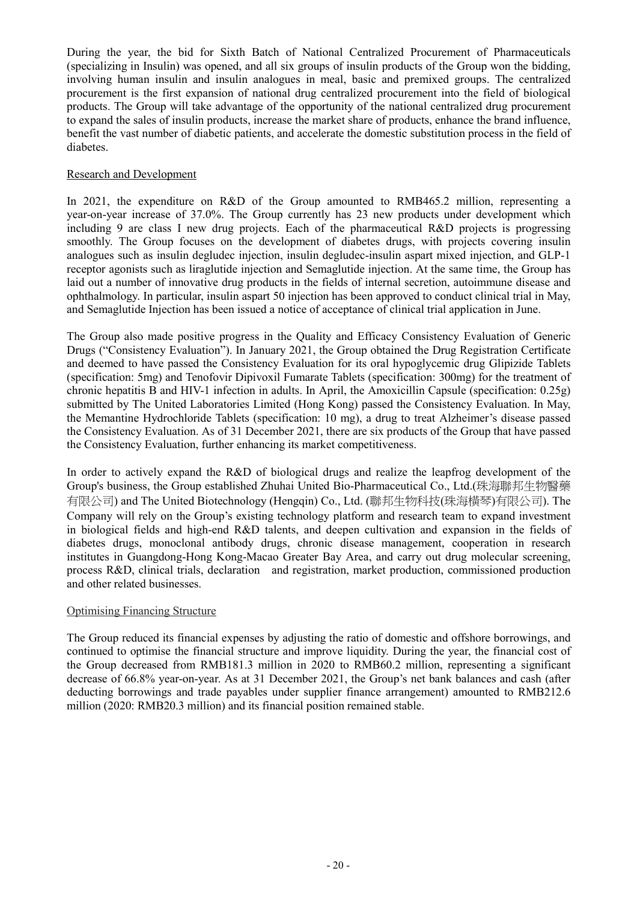During the year, the bid for Sixth Batch of National Centralized Procurement of Pharmaceuticals (specializing in Insulin) was opened, and all six groups of insulin products of the Group won the bidding, involving human insulin and insulin analogues in meal, basic and premixed groups. The centralized procurement is the first expansion of national drug centralized procurement into the field of biological products. The Group will take advantage of the opportunity of the national centralized drug procurement to expand the sales of insulin products, increase the market share of products, enhance the brand influence, benefit the vast number of diabetic patients, and accelerate the domestic substitution process in the field of diabetes.

### Research and Development

In 2021, the expenditure on R&D of the Group amounted to RMB465.2 million, representing a year-on-year increase of 37.0%. The Group currently has 23 new products under development which including 9 are class I new drug projects. Each of the pharmaceutical R&D projects is progressing smoothly. The Group focuses on the development of diabetes drugs, with projects covering insulin analogues such as insulin degludec injection, insulin degludec-insulin aspart mixed injection, and GLP-1 receptor agonists such as liraglutide injection and Semaglutide injection. At the same time, the Group has laid out a number of innovative drug products in the fields of internal secretion, autoimmune disease and ophthalmology. In particular, insulin aspart 50 injection has been approved to conduct clinical trial in May, and Semaglutide Injection has been issued a notice of acceptance of clinical trial application in June.

The Group also made positive progress in the Quality and Efficacy Consistency Evaluation of Generic Drugs ("Consistency Evaluation"). In January 2021, the Group obtained the Drug Registration Certificate and deemed to have passed the Consistency Evaluation for its oral hypoglycemic drug Glipizide Tablets (specification: 5mg) and Tenofovir Dipivoxil Fumarate Tablets (specification: 300mg) for the treatment of chronic hepatitis B and HIV-1 infection in adults. In April, the Amoxicillin Capsule (specification: 0.25g) submitted by The United Laboratories Limited (Hong Kong) passed the Consistency Evaluation. In May, the Memantine Hydrochloride Tablets (specification: 10 mg), a drug to treat Alzheimer's disease passed the Consistency Evaluation. As of 31 December 2021, there are six products of the Group that have passed the Consistency Evaluation, further enhancing its market competitiveness.

In order to actively expand the R&D of biological drugs and realize the leapfrog development of the Group's business, the Group established Zhuhai United Bio-Pharmaceutical Co., Ltd.(珠海聯邦生物醫藥有限公司) and The United Biotechnology (Hengqin) Co., Ltd. (聯邦生物科技(珠海橫琴)有限公司). The Company will rely on the Group's existing technology platform and research team to expand investment in biological fields and high-end R&D talents, and deepen cultivation and expansion in the fields of diabetes drugs, monoclonal antibody drugs, chronic disease management, cooperation in research institutes in Guangdong-Hong Kong-Macao Greater Bay Area, and carry out drug molecular screening, process R&D, clinical trials, declaration and registration, market production, commissioned production and other related businesses.

### Optimising Financing Structure

The Group reduced its financial expenses by adjusting the ratio of domestic and offshore borrowings, and continued to optimise the financial structure and improve liquidity. During the year, the financial cost of the Group decreased from RMB181.3 million in 2020 to RMB60.2 million, representing a significant decrease of 66.8% year-on-year. As at 31 December 2021, the Group's net bank balances and cash (after deducting borrowings and trade payables under supplier finance arrangement) amounted to RMB212.6 million (2020: RMB20.3 million) and its financial position remained stable.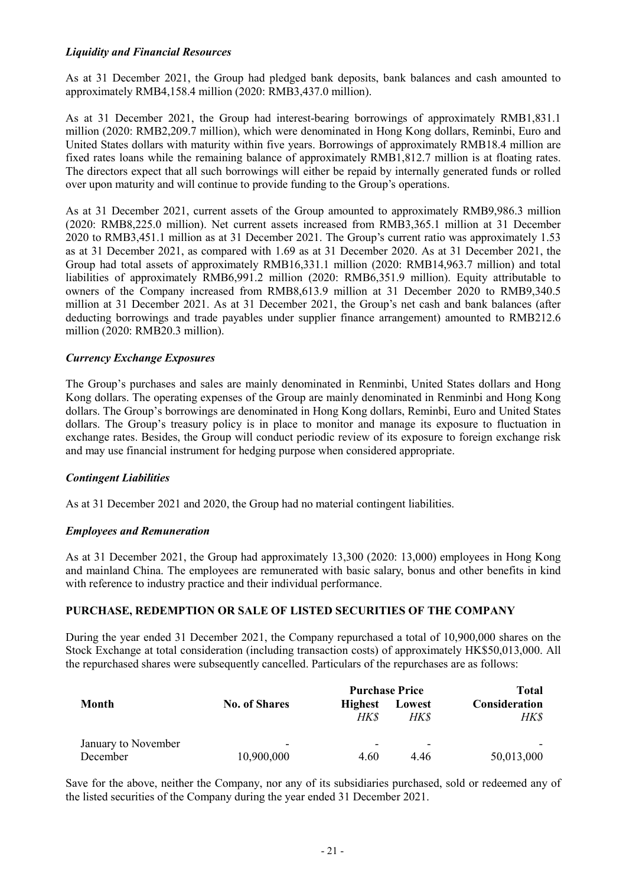### *Liquidity and Financial Resources*

As at 31 December 2021, the Group had pledged bank deposits, bank balances and cash amounted to approximately RMB4,158.4 million (2020: RMB3,437.0 million).

As at 31 December 2021, the Group had interest-bearing borrowings of approximately RMB1,831.1 million (2020: RMB2,209.7 million), which were denominated in Hong Kong dollars, Reminbi, Euro and United States dollars with maturity within five years. Borrowings of approximately RMB18.4 million are fixed rates loans while the remaining balance of approximately RMB1,812.7 million is at floating rates. The directors expect that all such borrowings will either be repaid by internally generated funds or rolled over upon maturity and will continue to provide funding to the Group's operations.

As at 31 December 2021, current assets of the Group amounted to approximately RMB9,986.3 million (2020: RMB8,225.0 million). Net current assets increased from RMB3,365.1 million at 31 December 2020 to RMB3,451.1 million as at 31 December 2021. The Group's current ratio was approximately 1.53 as at 31 December 2021, as compared with 1.69 as at 31 December 2020. As at 31 December 2021, the Group had total assets of approximately RMB16,331.1 million (2020: RMB14,963.7 million) and total liabilities of approximately RMB6,991.2 million (2020: RMB6,351.9 million). Equity attributable to owners of the Company increased from RMB8,613.9 million at 31 December 2020 to RMB9,340.5 million at 31 December 2021. As at 31 December 2021, the Group's net cash and bank balances (after deducting borrowings and trade payables under supplier finance arrangement) amounted to RMB212.6 million (2020: RMB20.3 million).

### *Currency Exchange Exposures*

The Group's purchases and sales are mainly denominated in Renminbi, United States dollars and Hong Kong dollars. The operating expenses of the Group are mainly denominated in Renminbi and Hong Kong dollars. The Group's borrowings are denominated in Hong Kong dollars, Reminbi, Euro and United States dollars. The Group's treasury policy is in place to monitor and manage its exposure to fluctuation in exchange rates. Besides, the Group will conduct periodic review of its exposure to foreign exchange risk and may use financial instrument for hedging purpose when considered appropriate.

### *Contingent Liabilities*

As at 31 December 2021 and 2020, the Group had no material contingent liabilities.

### *Employees and Remuneration*

As at 31 December 2021, the Group had approximately 13,300 (2020: 13,000) employees in Hong Kong and mainland China. The employees are remunerated with basic salary, bonus and other benefits in kind with reference to industry practice and their individual performance.

## PURCHASE, REDEMPTION OR SALE OF LISTED SECURITIES OF THE COMPANY

During the year ended 31 December 2021, the Company repurchased a total of 10,900,000 shares on the Stock Exchange at total consideration (including transaction costs) of approximately HK$50,013,000. All the repurchased shares were subsequently cancelled. Particulars of the repurchases are as follows:

| Month | No. of Shares | Purchase Price | | Total |
|---|---|---|---|---|
| | | Highest | Lowest | Consideration |
| | | *HK$* | *HK$* | *HK$* |
| January to November | - | - | - | - |
| December | 10,900,000 | 4.60 | 4.46 | 50,013,000 |

Save for the above, neither the Company, nor any of its subsidiaries purchased, sold or redeemed any of the listed securities of the Company during the year ended 31 December 2021.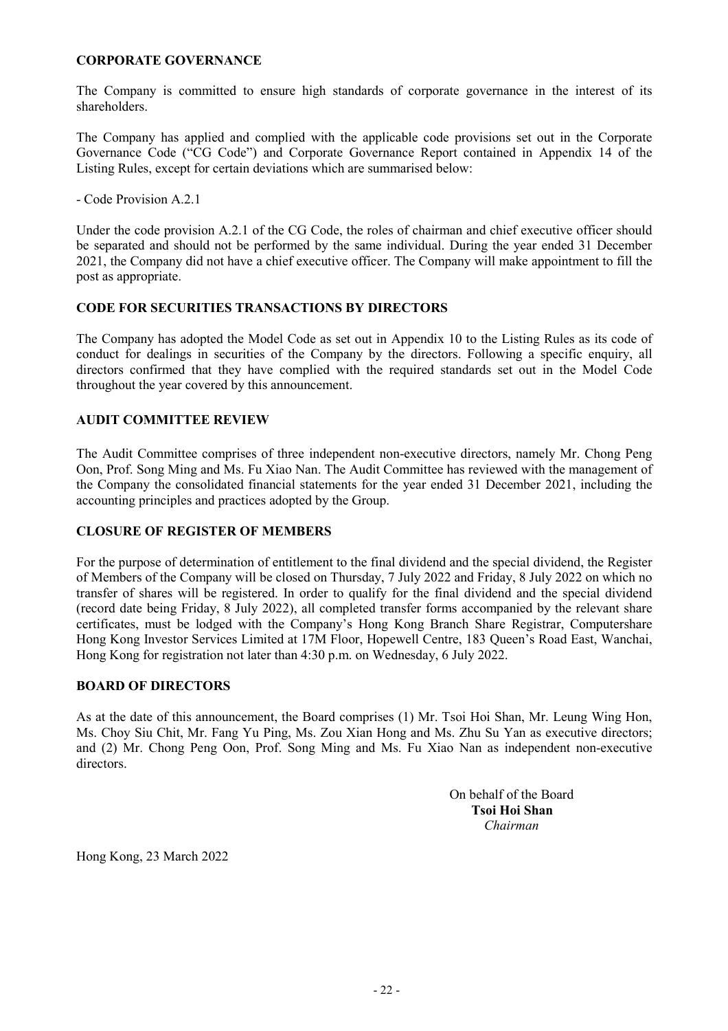## CORPORATE GOVERNANCE

The Company is committed to ensure high standards of corporate governance in the interest of its shareholders.

The Company has applied and complied with the applicable code provisions set out in the Corporate Governance Code ("CG Code") and Corporate Governance Report contained in Appendix 14 of the Listing Rules, except for certain deviations which are summarised below:

- Code Provision A.2.1

Under the code provision A.2.1 of the CG Code, the roles of chairman and chief executive officer should be separated and should not be performed by the same individual. During the year ended 31 December 2021, the Company did not have a chief executive officer. The Company will make appointment to fill the post as appropriate.

## CODE FOR SECURITIES TRANSACTIONS BY DIRECTORS

The Company has adopted the Model Code as set out in Appendix 10 to the Listing Rules as its code of conduct for dealings in securities of the Company by the directors. Following a specific enquiry, all directors confirmed that they have complied with the required standards set out in the Model Code throughout the year covered by this announcement.

## AUDIT COMMITTEE REVIEW

The Audit Committee comprises of three independent non-executive directors, namely Mr. Chong Peng Oon, Prof. Song Ming and Ms. Fu Xiao Nan. The Audit Committee has reviewed with the management of the Company the consolidated financial statements for the year ended 31 December 2021, including the accounting principles and practices adopted by the Group.

## CLOSURE OF REGISTER OF MEMBERS

For the purpose of determination of entitlement to the final dividend and the special dividend, the Register of Members of the Company will be closed on Thursday, 7 July 2022 and Friday, 8 July 2022 on which no transfer of shares will be registered. In order to qualify for the final dividend and the special dividend (record date being Friday, 8 July 2022), all completed transfer forms accompanied by the relevant share certificates, must be lodged with the Company's Hong Kong Branch Share Registrar, Computershare Hong Kong Investor Services Limited at 17M Floor, Hopewell Centre, 183 Queen's Road East, Wanchai, Hong Kong for registration not later than 4:30 p.m. on Wednesday, 6 July 2022.

## BOARD OF DIRECTORS

As at the date of this announcement, the Board comprises (1) Mr. Tsoi Hoi Shan, Mr. Leung Wing Hon, Ms. Choy Siu Chit, Mr. Fang Yu Ping, Ms. Zou Xian Hong and Ms. Zhu Su Yan as executive directors; and (2) Mr. Chong Peng Oon, Prof. Song Ming and Ms. Fu Xiao Nan as independent non-executive directors.

On behalf of the Board
**Tsoi Hoi Shan**
*Chairman*

Hong Kong, 23 March 2022